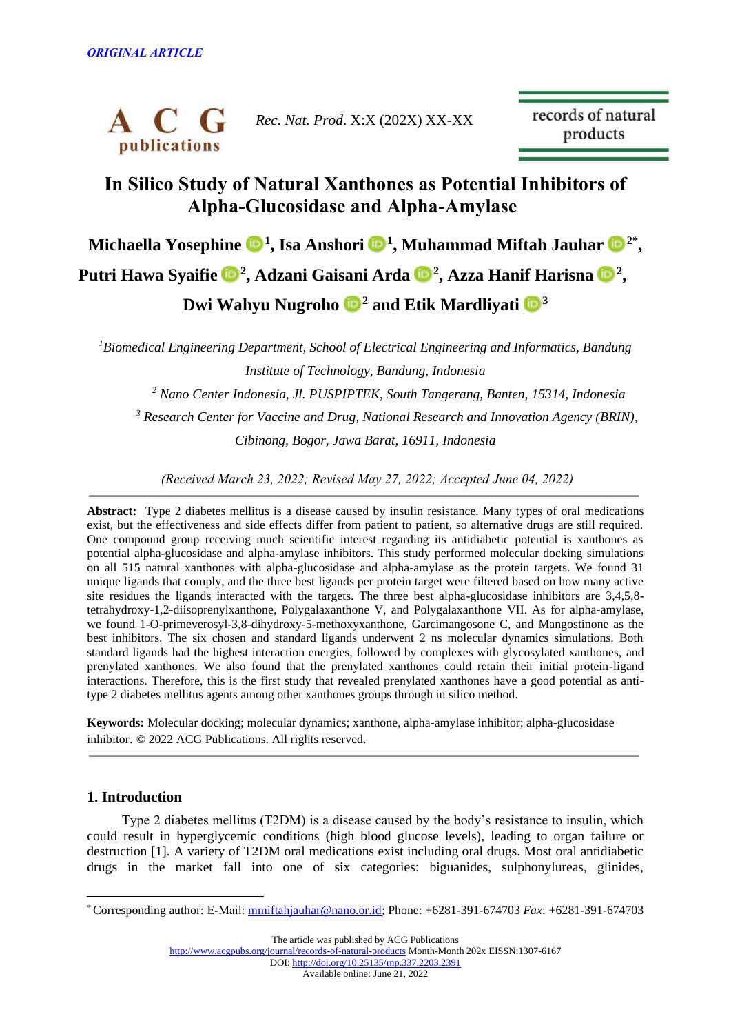*ORIGINAL ARTICLE*

*Rec. Nat. Prod*. X:X (202X) XX-XX

records of natural products

# In Silico Study of Natural Xanthones as Potential Inhibitors of Alpha-Glucosidase and Alpha-Amylase

**Michaella Yosephine [1], Isa Anshori [1], Muhammad Miftah Jauhar [2*], Putri Hawa Syaifie [2], Adzani Gaisani Arda [2], Azza Hanif Harisna [2], Dwi Wahyu Nugroho [2] and Etik Mardliyati [3]**

[1] *Biomedical Engineering Department, School of Electrical Engineering and Informatics, Bandung Institute of Technology, Bandung, Indonesia*

[2] *Nano Center Indonesia, Jl. PUSPIPTEK, South Tangerang, Banten, 15314, Indonesia*

[3] *Research Center for Vaccine and Drug, National Research and Innovation Agency (BRIN), Cibinong, Bogor, Jawa Barat, 16911, Indonesia*

*(Received March 23, 2022; Revised May 27, 2022; Accepted June 04, 2022)*

**Abstract:** Type 2 diabetes mellitus is a disease caused by insulin resistance. Many types of oral medications exist, but the effectiveness and side effects differ from patient to patient, so alternative drugs are still required. One compound group receiving much scientific interest regarding its antidiabetic potential is xanthones as potential alpha-glucosidase and alpha-amylase inhibitors. This study performed molecular docking simulations on all 515 natural xanthones with alpha-glucosidase and alpha-amylase as the protein targets. We found 31 unique ligands that comply, and the three best ligands per protein target were filtered based on how many active site residues the ligands interacted with the targets. The three best alpha-glucosidase inhibitors are 3,4,5,8-tetrahydroxy-1,2-diisoprenylxanthone, Polygalaxanthone V, and Polygalaxanthone VII. As for alpha-amylase, we found 1-O-primeverosyl-3,8-dihydroxy-5-methoxyxanthone, Garcimangosone C, and Mangostinone as the best inhibitors. The six chosen and standard ligands underwent 2 ns molecular dynamics simulations. Both standard ligands had the highest interaction energies, followed by complexes with glycosylated xanthones, and prenylated xanthones. We also found that the prenylated xanthones could retain their initial protein-ligand interactions. Therefore, this is the first study that revealed prenylated xanthones have a good potential as anti-type 2 diabetes mellitus agents among other xanthones groups through in silico method.

**Keywords:** Molecular docking; molecular dynamics; xanthone, alpha-amylase inhibitor; alpha-glucosidase inhibitor. © 2022 ACG Publications. All rights reserved.

## 1. Introduction

Type 2 diabetes mellitus (T2DM) is a disease caused by the body's resistance to insulin, which could result in hyperglycemic conditions (high blood glucose levels), leading to organ failure or destruction [1]. A variety of T2DM oral medications exist including oral drugs. Most oral antidiabetic drugs in the market fall into one of six categories: biguanides, sulphonylureas, glinides,

[*] Corresponding author: E-Mail: mmiftahjauhar@nano.or.id; Phone: +6281-391-674703 *Fax*: +6281-391-674703

The article was published by ACG Publications
http://www.acgpubs.org/journal/records-of-natural-products Month-Month 202x EISSN:1307-6167
DOI: http://doi.org/10.25135/rnp.337.2203.2391
Available online: June 21, 2022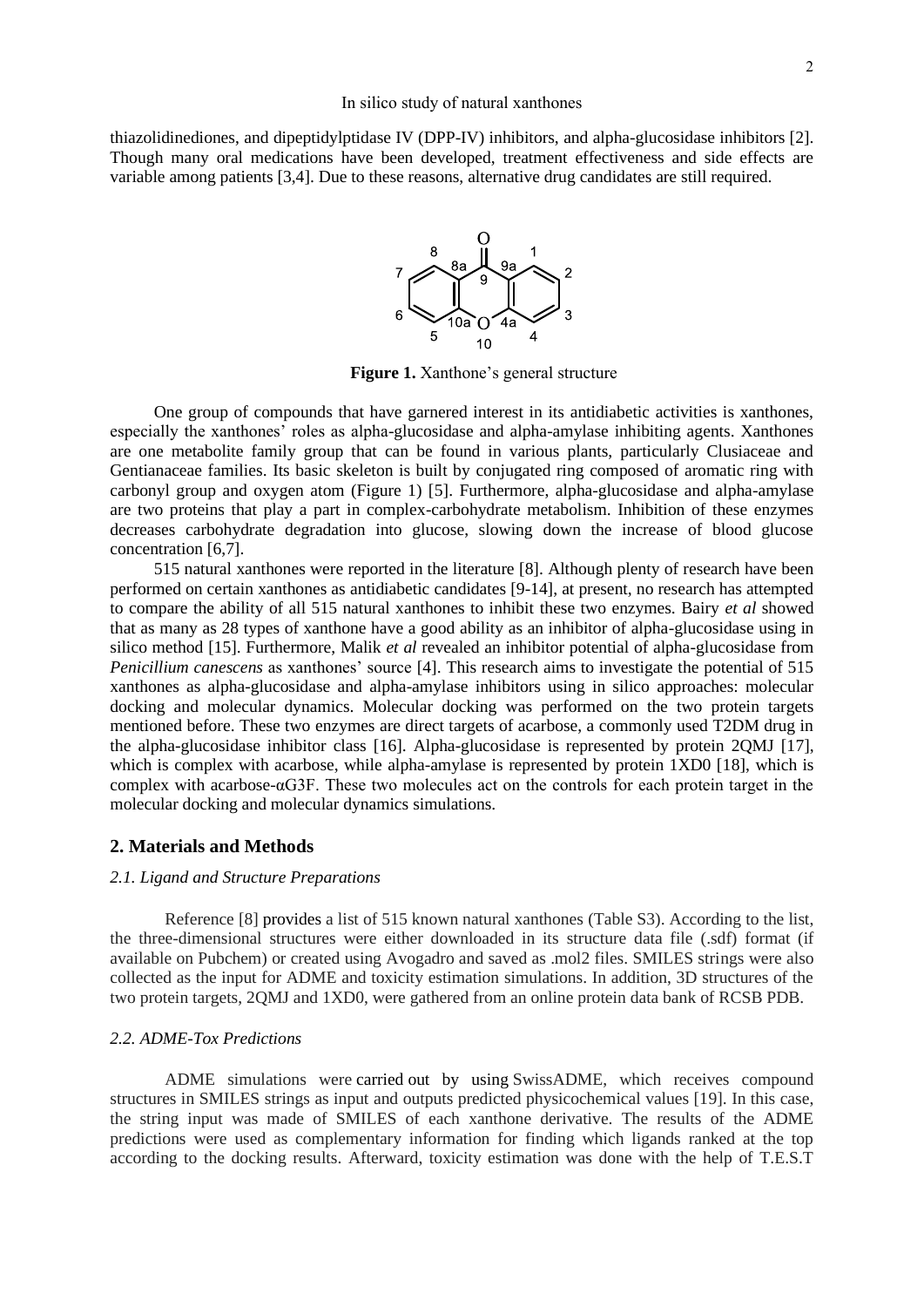thiazolidinediones, and dipeptidylptidase IV (DPP-IV) inhibitors, and alpha-glucosidase inhibitors [2]. Though many oral medications have been developed, treatment effectiveness and side effects are variable among patients [3,4]. Due to these reasons, alternative drug candidates are still required.

O
8 8a 9a 1
7 9 2
6 10a O 4a 3
5 10 4

**Figure 1.** Xanthone's general structure

One group of compounds that have garnered interest in its antidiabetic activities is xanthones, especially the xanthones' roles as alpha-glucosidase and alpha-amylase inhibiting agents. Xanthones are one metabolite family group that can be found in various plants, particularly Clusiaceae and Gentianaceae families. Its basic skeleton is built by conjugated ring composed of aromatic ring with carbonyl group and oxygen atom (Figure 1) [5]. Furthermore, alpha-glucosidase and alpha-amylase are two proteins that play a part in complex-carbohydrate metabolism. Inhibition of these enzymes decreases carbohydrate degradation into glucose, slowing down the increase of blood glucose concentration [6,7].

515 natural xanthones were reported in the literature [8]. Although plenty of research have been performed on certain xanthones as antidiabetic candidates [9-14], at present, no research has attempted to compare the ability of all 515 natural xanthones to inhibit these two enzymes. Bairy *et al* showed that as many as 28 types of xanthone have a good ability as an inhibitor of alpha-glucosidase using in silico method [15]. Furthermore, Malik *et al* revealed an inhibitor potential of alpha-glucosidase from *Penicillium canescens* as xanthones' source [4]. This research aims to investigate the potential of 515 xanthones as alpha-glucosidase and alpha-amylase inhibitors using in silico approaches: molecular docking and molecular dynamics. Molecular docking was performed on the two protein targets mentioned before. These two enzymes are direct targets of acarbose, a commonly used T2DM drug in the alpha-glucosidase inhibitor class [16]. Alpha-glucosidase is represented by protein 2QMJ [17], which is complex with acarbose, while alpha-amylase is represented by protein 1XD0 [18], which is complex with acarbose-αG3F. These two molecules act on the controls for each protein target in the molecular docking and molecular dynamics simulations.

## 2. Materials and Methods

### *2.1. Ligand and Structure Preparations*

Reference [8] provides a list of 515 known natural xanthones (Table S3). According to the list, the three-dimensional structures were either downloaded in its structure data file (.sdf) format (if available on Pubchem) or created using Avogadro and saved as .mol2 files. SMILES strings were also collected as the input for ADME and toxicity estimation simulations. In addition, 3D structures of the two protein targets, 2QMJ and 1XD0, were gathered from an online protein data bank of RCSB PDB.

### *2.2. ADME-Tox Predictions*

ADME simulations were carried out by using SwissADME, which receives compound structures in SMILES strings as input and outputs predicted physicochemical values [19]. In this case, the string input was made of SMILES of each xanthone derivative. The results of the ADME predictions were used as complementary information for finding which ligands ranked at the top according to the docking results. Afterward, toxicity estimation was done with the help of T.E.S.T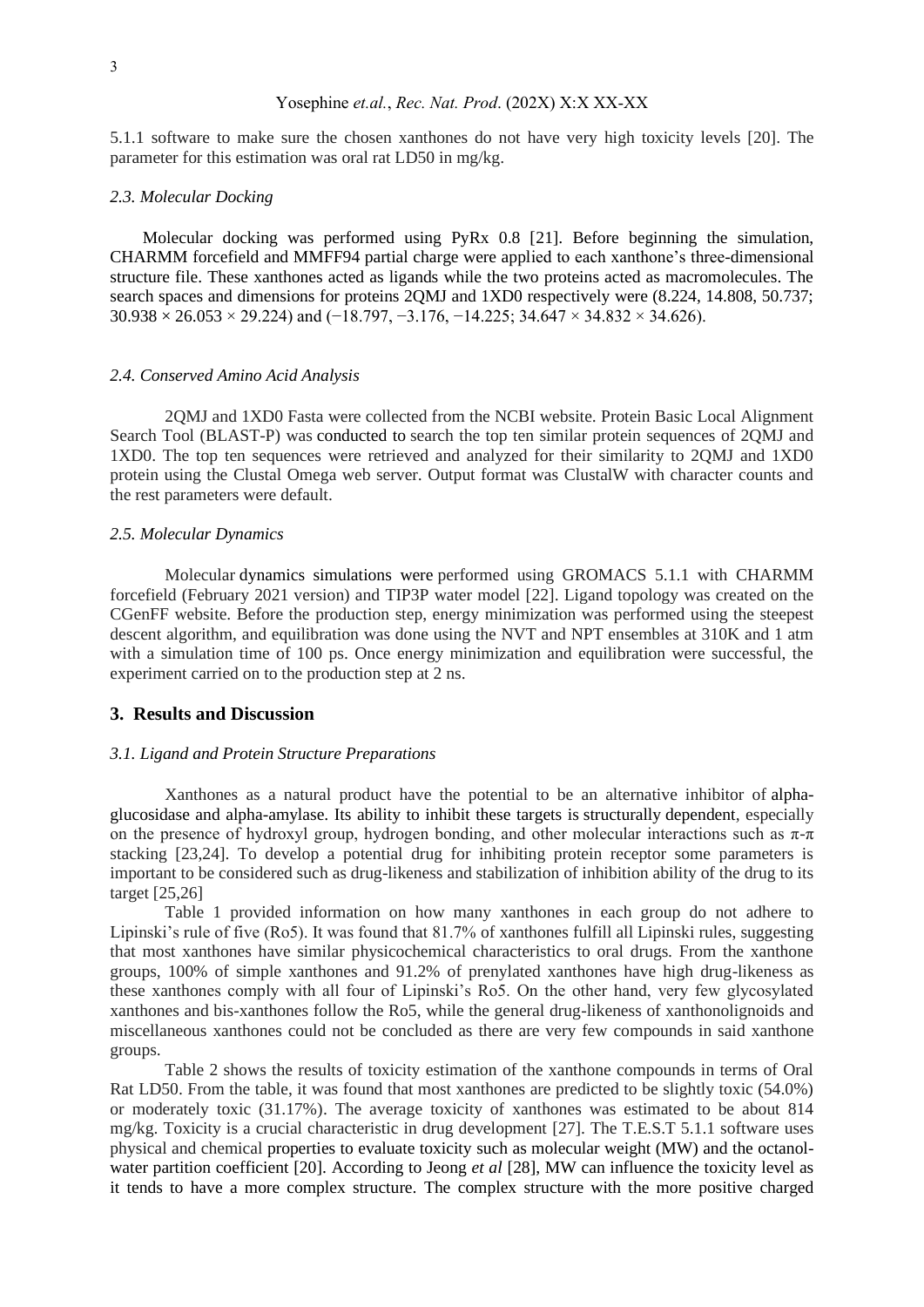5.1.1 software to make sure the chosen xanthones do not have very high toxicity levels [20]. The parameter for this estimation was oral rat LD50 in mg/kg.

### *2.3. Molecular Docking*

Molecular docking was performed using PyRx 0.8 [21]. Before beginning the simulation, CHARMM forcefield and MMFF94 partial charge were applied to each xanthone's three-dimensional structure file. These xanthones acted as ligands while the two proteins acted as macromolecules. The search spaces and dimensions for proteins 2QMJ and 1XD0 respectively were (8.224, 14.808, 50.737; $30.938 \times 26.053 \times 29.224$) and (−18.797, −3.176, −14.225; $34.647 \times 34.832 \times 34.626$).

### *2.4. Conserved Amino Acid Analysis*

2QMJ and 1XD0 Fasta were collected from the NCBI website. Protein Basic Local Alignment Search Tool (BLAST-P) was conducted to search the top ten similar protein sequences of 2QMJ and 1XD0. The top ten sequences were retrieved and analyzed for their similarity to 2QMJ and 1XD0 protein using the Clustal Omega web server. Output format was ClustalW with character counts and the rest parameters were default.

### *2.5. Molecular Dynamics*

Molecular dynamics simulations were performed using GROMACS 5.1.1 with CHARMM forcefield (February 2021 version) and TIP3P water model [22]. Ligand topology was created on the CGenFF website. Before the production step, energy minimization was performed using the steepest descent algorithm, and equilibration was done using the NVT and NPT ensembles at 310K and 1 atm with a simulation time of 100 ps. Once energy minimization and equilibration were successful, the experiment carried on to the production step at 2 ns.

## 3. Results and Discussion

### *3.1. Ligand and Protein Structure Preparations*

Xanthones as a natural product have the potential to be an alternative inhibitor of alpha-glucosidase and alpha-amylase. Its ability to inhibit these targets is structurally dependent, especially on the presence of hydroxyl group, hydrogen bonding, and other molecular interactions such as π-π stacking [23,24]. To develop a potential drug for inhibiting protein receptor some parameters is important to be considered such as drug-likeness and stabilization of inhibition ability of the drug to its target [25,26]

Table 1 provided information on how many xanthones in each group do not adhere to Lipinski's rule of five (Ro5). It was found that 81.7% of xanthones fulfill all Lipinski rules, suggesting that most xanthones have similar physicochemical characteristics to oral drugs. From the xanthone groups, 100% of simple xanthones and 91.2% of prenylated xanthones have high drug-likeness as these xanthones comply with all four of Lipinski's Ro5. On the other hand, very few glycosylated xanthones and bis-xanthones follow the Ro5, while the general drug-likeness of xanthonolignoids and miscellaneous xanthones could not be concluded as there are very few compounds in said xanthone groups.

Table 2 shows the results of toxicity estimation of the xanthone compounds in terms of Oral Rat LD50. From the table, it was found that most xanthones are predicted to be slightly toxic (54.0%) or moderately toxic (31.17%). The average toxicity of xanthones was estimated to be about 814 mg/kg. Toxicity is a crucial characteristic in drug development [27]. The T.E.S.T 5.1.1 software uses physical and chemical properties to evaluate toxicity such as molecular weight (MW) and the octanol-water partition coefficient [20]. According to Jeong *et al* [28], MW can influence the toxicity level as it tends to have a more complex structure. The complex structure with the more positive charged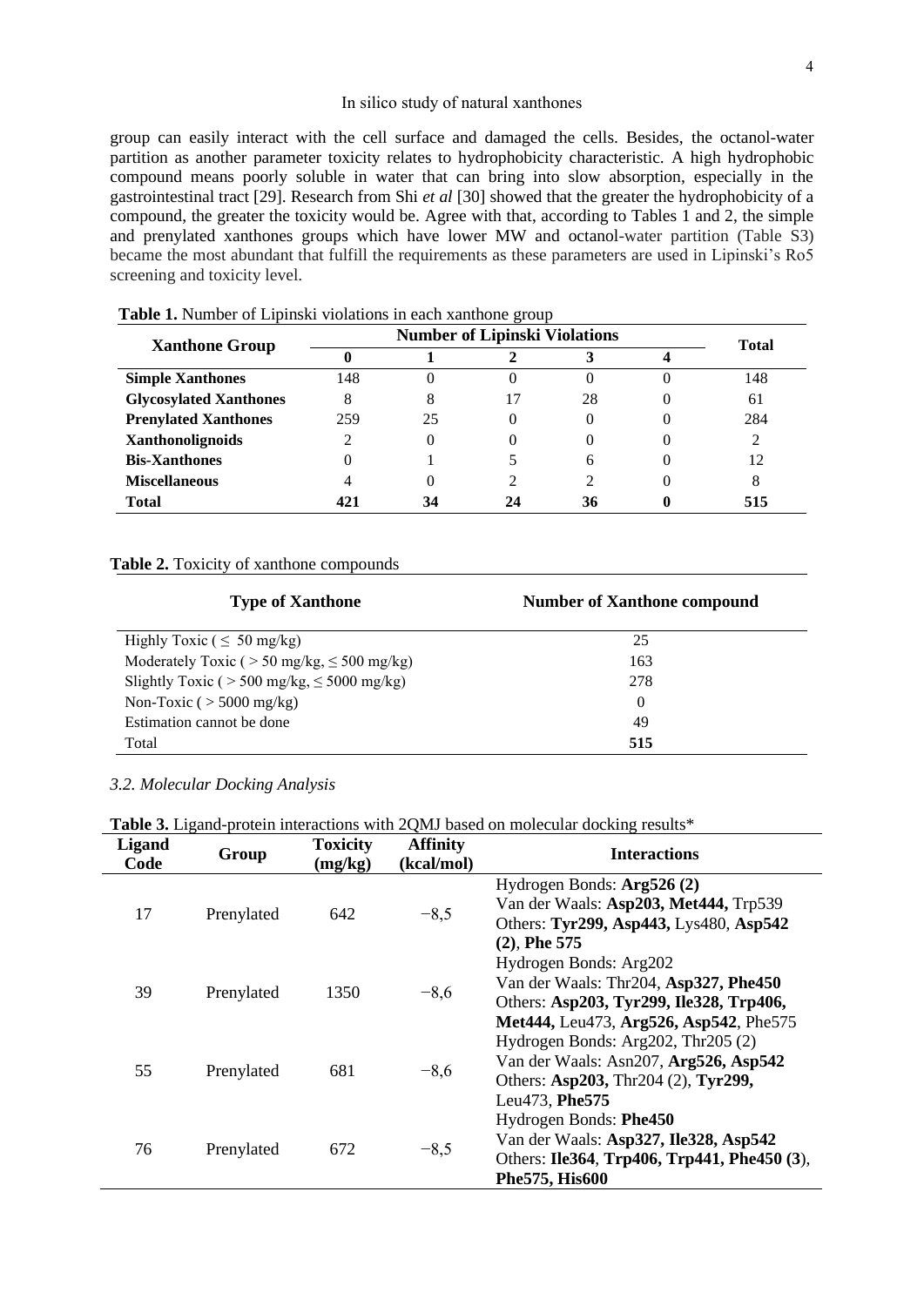group can easily interact with the cell surface and damaged the cells. Besides, the octanol-water partition as another parameter toxicity relates to hydrophobicity characteristic. A high hydrophobic compound means poorly soluble in water that can bring into slow absorption, especially in the gastrointestinal tract [29]. Research from Shi *et al* [30] showed that the greater the hydrophobicity of a compound, the greater the toxicity would be. Agree with that, according to Tables 1 and 2, the simple and prenylated xanthones groups which have lower MW and octanol-water partition (Table S3) became the most abundant that fulfill the requirements as these parameters are used in Lipinski's Ro5 screening and toxicity level.

**Table 1.** Number of Lipinski violations in each xanthone group

| Xanthone Group | Number of Lipinski Violations | | | | | Total |
|---|---|---|---|---|---|---|
| | **0** | **1** | **2** | **3** | **4** | |
| **Simple Xanthones** | 148 | 0 | 0 | 0 | 0 | 148 |
| **Glycosylated Xanthones** | 8 | 8 | 17 | 28 | 0 | 61 |
| **Prenylated Xanthones** | 259 | 25 | 0 | 0 | 0 | 284 |
| **Xanthonolignoids** | 2 | 0 | 0 | 0 | 0 | 2 |
| **Bis-Xanthones** | 0 | 1 | 5 | 6 | 0 | 12 |
| **Miscellaneous** | 4 | 0 | 2 | 2 | 0 | 8 |
| **Total** | **421** | **34** | **24** | **36** | **0** | **515** |

**Table 2.** Toxicity of xanthone compounds

| Type of Xanthone | Number of Xanthone compound |
|---|---|
| Highly Toxic ( $\leq$ 50 mg/kg) | 25 |
| Moderately Toxic ( $>$ 50 mg/kg, $\leq$ 500 mg/kg) | 163 |
| Slightly Toxic ( $>$ 500 mg/kg, $\leq$ 5000 mg/kg) | 278 |
| Non-Toxic ( $>$ 5000 mg/kg) | 0 |
| Estimation cannot be done | 49 |
| Total | **515** |

### *3.2. Molecular Docking Analysis*

**Table 3.** Ligand-protein interactions with 2QMJ based on molecular docking results*

| Ligand Code | Group | Toxicity (mg/kg) | Affinity (kcal/mol) | Interactions |
|---|---|---|---|---|
| 17 | Prenylated | 642 | −8,5 | Hydrogen Bonds: **Arg526 (2)**<br>Van der Waals: **Asp203, Met444,** Trp539<br>Others: **Tyr299, Asp443,** Lys480, **Asp542 (2)**, **Phe 575** |
| 39 | Prenylated | 1350 | −8,6 | Hydrogen Bonds: Arg202<br>Van der Waals: Thr204, **Asp327, Phe450**<br>Others: **Asp203, Tyr299, Ile328, Trp406, Met444,** Leu473, **Arg526, Asp542**, Phe575 |
| 55 | Prenylated | 681 | −8,6 | Hydrogen Bonds: Arg202, Thr205 (2)<br>Van der Waals: Asn207, **Arg526, Asp542**<br>Others: **Asp203,** Thr204 (2), **Tyr299,** Leu473, **Phe575** |
| 76 | Prenylated | 672 | −8,5 | Hydrogen Bonds: **Phe450**<br>Van der Waals: **Asp327, Ile328, Asp542**<br>Others: **Ile364**, **Trp406, Trp441, Phe450 (3)**, **Phe575, His600** |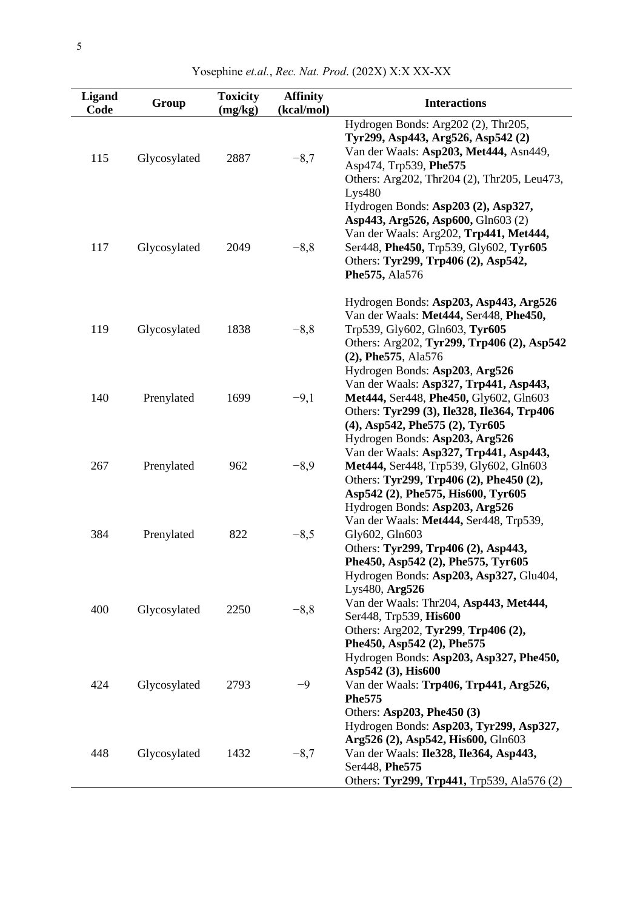| Ligand Code | Group | Toxicity (mg/kg) | Affinity (kcal/mol) | Interactions |
|---|---|---|---|---|
| 115 | Glycosylated | 2887 | −8,7 | Hydrogen Bonds: Arg202 (2), Thr205, **Tyr299, Asp443, Arg526, Asp542 (2)**<br>Van der Waals: **Asp203, Met444,** Asn449, Asp474, Trp539, **Phe575**<br>Others: Arg202, Thr204 (2), Thr205, Leu473, Lys480 |
| 117 | Glycosylated | 2049 | −8,8 | Hydrogen Bonds: **Asp203 (2), Asp327, Asp443, Arg526, Asp600,** Gln603 (2)<br>Van der Waals: Arg202, **Trp441, Met444,** Ser448, **Phe450,** Trp539, Gly602, **Tyr605**<br>Others: **Tyr299, Trp406 (2), Asp542, Phe575,** Ala576 |
| 119 | Glycosylated | 1838 | −8,8 | Hydrogen Bonds: **Asp203, Asp443, Arg526**<br>Van der Waals: **Met444,** Ser448, **Phe450,** Trp539, Gly602, Gln603, **Tyr605**<br>Others: Arg202, **Tyr299, Trp406 (2), Asp542 (2), Phe575**, Ala576 |
| 140 | Prenylated | 1699 | −9,1 | Hydrogen Bonds: **Asp203**, **Arg526**<br>Van der Waals: **Asp327, Trp441, Asp443, Met444,** Ser448, **Phe450,** Gly602, Gln603<br>Others: **Tyr299 (3), Ile328, Ile364, Trp406 (4), Asp542, Phe575 (2), Tyr605** |
| 267 | Prenylated | 962 | −8,9 | Hydrogen Bonds: **Asp203, Arg526**<br>Van der Waals: **Asp327, Trp441, Asp443, Met444,** Ser448, Trp539, Gly602, Gln603<br>Others: **Tyr299, Trp406 (2), Phe450 (2), Asp542 (2)**, **Phe575, His600, Tyr605** |
| 384 | Prenylated | 822 | −8,5 | Hydrogen Bonds: **Asp203, Arg526**<br>Van der Waals: **Met444,** Ser448, Trp539, Gly602, Gln603<br>Others: **Tyr299, Trp406 (2), Asp443, Phe450, Asp542 (2), Phe575, Tyr605** |
| 400 | Glycosylated | 2250 | −8,8 | Hydrogen Bonds: **Asp203, Asp327,** Glu404, Lys480, **Arg526**<br>Van der Waals: Thr204, **Asp443, Met444,** Ser448, Trp539, **His600**<br>Others: Arg202, **Tyr299**, **Trp406 (2), Phe450, Asp542 (2), Phe575** |
| 424 | Glycosylated | 2793 | −9 | Hydrogen Bonds: **Asp203, Asp327, Phe450, Asp542 (3), His600**<br>Van der Waals: **Trp406, Trp441, Arg526, Phe575**<br>Others: **Asp203, Phe450 (3)** |
| 448 | Glycosylated | 1432 | −8,7 | Hydrogen Bonds: **Asp203, Tyr299, Asp327, Arg526 (2), Asp542, His600,** Gln603<br>Van der Waals: **Ile328, Ile364, Asp443,** Ser448, **Phe575**<br>Others: **Tyr299, Trp441,** Trp539, Ala576 (2) |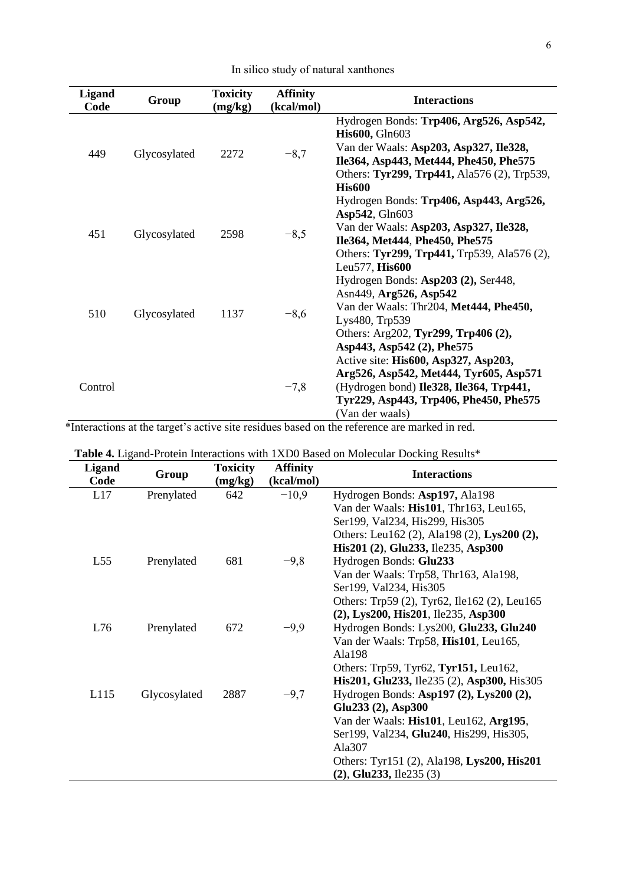| Ligand Code | Group | Toxicity (mg/kg) | Affinity (kcal/mol) | Interactions |
|---|---|---|---|---|
| 449 | Glycosylated | 2272 | −8,7 | Hydrogen Bonds: **Trp406, Arg526, Asp542, His600,** Gln603<br>Van der Waals: **Asp203, Asp327, Ile328, Ile364, Asp443, Met444, Phe450, Phe575**<br>Others: **Tyr299, Trp441,** Ala576 (2), Trp539, **His600** |
| 451 | Glycosylated | 2598 | −8,5 | Hydrogen Bonds: **Trp406, Asp443, Arg526, Asp542**, Gln603<br>Van der Waals: **Asp203, Asp327, Ile328, Ile364, Met444**, **Phe450, Phe575**<br>Others: **Tyr299, Trp441,** Trp539, Ala576 (2), Leu577, **His600** |
| 510 | Glycosylated | 1137 | −8,6 | Hydrogen Bonds: **Asp203 (2),** Ser448, Asn449, **Arg526, Asp542**<br>Van der Waals: Thr204, **Met444, Phe450,** Lys480, Trp539<br>Others: Arg202, **Tyr299, Trp406 (2), Asp443, Asp542 (2), Phe575** |
| Control | | | −7,8 | Active site: **His600, Asp327, Asp203, Arg526, Asp542, Met444, Tyr605, Asp571** (Hydrogen bond) **Ile328, Ile364, Trp441, Tyr229, Asp443, Trp406, Phe450, Phe575** (Van der waals) |

*Interactions at the target's active site residues based on the reference are marked in red.

**Table 4.** Ligand-Protein Interactions with 1XD0 Based on Molecular Docking Results*

| Ligand Code | Group | Toxicity (mg/kg) | Affinity (kcal/mol) | Interactions |
|---|---|---|---|---|
| L17 | Prenylated | 642 | −10,9 | Hydrogen Bonds: **Asp197,** Ala198<br>Van der Waals: **His101**, Thr163, Leu165, Ser199, Val234, His299, His305<br>Others: Leu162 (2), Ala198 (2), **Lys200 (2), His201 (2)**, **Glu233,** Ile235, **Asp300** |
| L55 | Prenylated | 681 | −9,8 | Hydrogen Bonds: **Glu233**<br>Van der Waals: Trp58, Thr163, Ala198, Ser199, Val234, His305<br>Others: Trp59 (2), Tyr62, Ile162 (2), Leu165 **(2), Lys200, His201**, Ile235, **Asp300** |
| L76 | Prenylated | 672 | −9,9 | Hydrogen Bonds: Lys200, **Glu233, Glu240**<br>Van der Waals: Trp58, **His101**, Leu165, Ala198<br>Others: Trp59, Tyr62, **Tyr151,** Leu162, **His201, Glu233,** Ile235 (2), **Asp300,** His305 |
| L115 | Glycosylated | 2887 | −9,7 | Hydrogen Bonds: **Asp197 (2), Lys200 (2), Glu233 (2), Asp300**<br>Van der Waals: **His101**, Leu162, **Arg195**, Ser199, Val234, **Glu240**, His299, His305, Ala307<br>Others: Tyr151 (2), Ala198, **Lys200, His201 (2)**, **Glu233,** Ile235 (3) |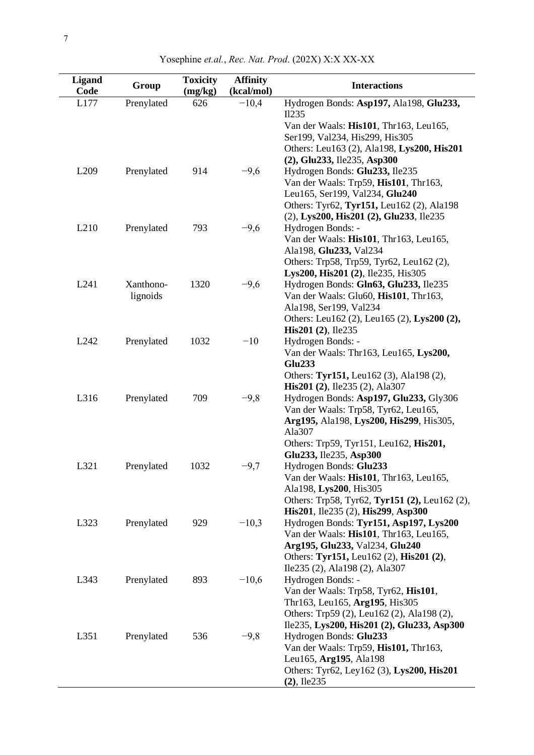| Ligand Code | Group | Toxicity (mg/kg) | Affinity (kcal/mol) | Interactions |
|---|---|---|---|---|
| L177 | Prenylated | 626 | −10,4 | Hydrogen Bonds: **Asp197,** Ala198, **Glu233,** Il235<br>Van der Waals: **His101**, Thr163, Leu165, Ser199, Val234, His299, His305<br>Others: Leu163 (2), Ala198, **Lys200, His201 (2), Glu233,** Ile235, **Asp300** |
| L209 | Prenylated | 914 | −9,6 | Hydrogen Bonds: **Glu233,** Ile235<br>Van der Waals: Trp59, **His101**, Thr163, Leu165, Ser199, Val234, **Glu240**<br>Others: Tyr62, **Tyr151,** Leu162 (2), Ala198 (2), **Lys200, His201 (2), Glu233**, Ile235 |
| L210 | Prenylated | 793 | −9,6 | Hydrogen Bonds: -<br>Van der Waals: **His101**, Thr163, Leu165, Ala198, **Glu233,** Val234<br>Others: Trp58, Trp59, Tyr62, Leu162 (2), **Lys200, His201 (2)**, Ile235, His305 |
| L241 | Xanthono-lignoids | 1320 | −9,6 | Hydrogen Bonds: **Gln63, Glu233,** Ile235<br>Van der Waals: Glu60, **His101**, Thr163, Ala198, Ser199, Val234<br>Others: Leu162 (2), Leu165 (2), **Lys200 (2), His201 (2)**, Ile235 |
| L242 | Prenylated | 1032 | −10 | Hydrogen Bonds: -<br>Van der Waals: Thr163, Leu165, **Lys200, Glu233**<br>Others: **Tyr151,** Leu162 (3), Ala198 (2), **His201 (2)**, Ile235 (2), Ala307 |
| L316 | Prenylated | 709 | −9,8 | Hydrogen Bonds: **Asp197, Glu233,** Gly306<br>Van der Waals: Trp58, Tyr62, Leu165, **Arg195,** Ala198, **Lys200, His299**, His305, Ala307<br>Others: Trp59, Tyr151, Leu162, **His201, Glu233,** Ile235, **Asp300** |
| L321 | Prenylated | 1032 | −9,7 | Hydrogen Bonds: **Glu233**<br>Van der Waals: **His101**, Thr163, Leu165, Ala198, **Lys200**, His305<br>Others: Trp58, Tyr62, **Tyr151 (2),** Leu162 (2), **His201**, Ile235 (2), **His299**, **Asp300** |
| L323 | Prenylated | 929 | −10,3 | Hydrogen Bonds: **Tyr151, Asp197, Lys200**<br>Van der Waals: **His101**, Thr163, Leu165, **Arg195, Glu233,** Val234, **Glu240**<br>Others: **Tyr151,** Leu162 (2), **His201 (2)**, Ile235 (2), Ala198 (2), Ala307 |
| L343 | Prenylated | 893 | −10,6 | Hydrogen Bonds: -<br>Van der Waals: Trp58, Tyr62, **His101**, Thr163, Leu165, **Arg195**, His305<br>Others: Trp59 (2), Leu162 (2), Ala198 (2), Ile235, **Lys200, His201 (2), Glu233, Asp300** |
| L351 | Prenylated | 536 | −9,8 | Hydrogen Bonds: **Glu233**<br>Van der Waals: Trp59, **His101,** Thr163, Leu165, **Arg195**, Ala198<br>Others: Tyr62, Ley162 (3), **Lys200, His201 (2)**, Ile235 |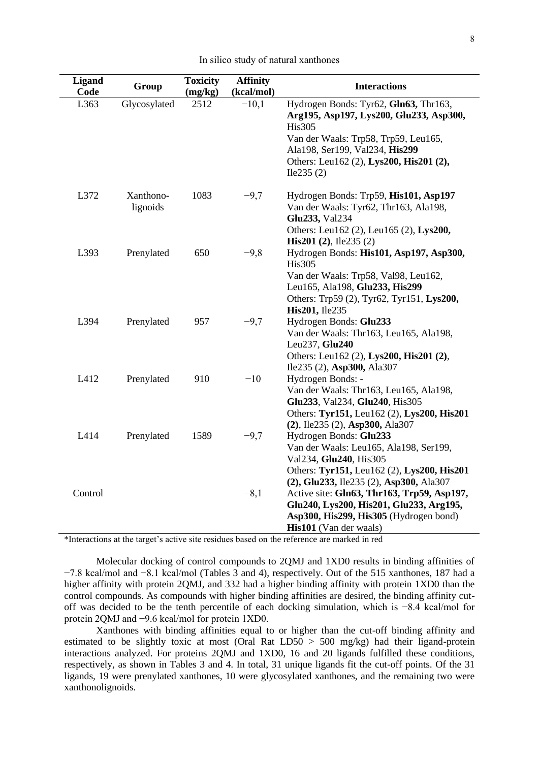| Ligand Code | Group | Toxicity (mg/kg) | Affinity (kcal/mol) | Interactions |
|---|---|---|---|---|
| L363 | Glycosylated | 2512 | −10,1 | Hydrogen Bonds: Tyr62, **Gln63,** Thr163, **Arg195, Asp197, Lys200, Glu233, Asp300,** His305<br>Van der Waals: Trp58, Trp59, Leu165, Ala198, Ser199, Val234, **His299**<br>Others: Leu162 (2), **Lys200, His201 (2),** Ile235 (2) |
| L372 | Xanthono-lignoids | 1083 | −9,7 | Hydrogen Bonds: Trp59, **His101, Asp197**<br>Van der Waals: Tyr62, Thr163, Ala198, **Glu233,** Val234<br>Others: Leu162 (2), Leu165 (2), **Lys200, His201 (2)**, Ile235 (2) |
| L393 | Prenylated | 650 | −9,8 | Hydrogen Bonds: **His101, Asp197, Asp300,** His305<br>Van der Waals: Trp58, Val98, Leu162, Leu165, Ala198, **Glu233, His299**<br>Others: Trp59 (2), Tyr62, Tyr151, **Lys200, His201,** Ile235 |
| L394 | Prenylated | 957 | −9,7 | Hydrogen Bonds: **Glu233**<br>Van der Waals: Thr163, Leu165, Ala198, Leu237, **Glu240**<br>Others: Leu162 (2), **Lys200, His201 (2)**, Ile235 (2), **Asp300,** Ala307 |
| L412 | Prenylated | 910 | −10 | Hydrogen Bonds: -<br>Van der Waals: Thr163, Leu165, Ala198, **Glu233**, Val234, **Glu240**, His305<br>Others: **Tyr151,** Leu162 (2), **Lys200, His201 (2)**, Ile235 (2), **Asp300,** Ala307 |
| L414 | Prenylated | 1589 | −9,7 | Hydrogen Bonds: **Glu233**<br>Van der Waals: Leu165, Ala198, Ser199, Val234, **Glu240**, His305<br>Others: **Tyr151,** Leu162 (2), **Lys200, His201 (2), Glu233,** Ile235 (2), **Asp300,** Ala307 |
| Control | | | −8,1 | Active site: **Gln63, Thr163, Trp59, Asp197, Glu240, Lys200, His201, Glu233, Arg195, Asp300, His299, His305** (Hydrogen bond) **His101** (Van der waals) |

*Interactions at the target's active site residues based on the reference are marked in red

Molecular docking of control compounds to 2QMJ and 1XD0 results in binding affinities of −7.8 kcal/mol and −8.1 kcal/mol (Tables 3 and 4), respectively. Out of the 515 xanthones, 187 had a higher affinity with protein 2QMJ, and 332 had a higher binding affinity with protein 1XD0 than the control compounds. As compounds with higher binding affinities are desired, the binding affinity cut-off was decided to be the tenth percentile of each docking simulation, which is −8.4 kcal/mol for protein 2QMJ and −9.6 kcal/mol for protein 1XD0.

Xanthones with binding affinities equal to or higher than the cut-off binding affinity and estimated to be slightly toxic at most (Oral Rat $LD50 > 500$ mg/kg) had their ligand-protein interactions analyzed. For proteins 2QMJ and 1XD0, 16 and 20 ligands fulfilled these conditions, respectively, as shown in Tables 3 and 4. In total, 31 unique ligands fit the cut-off points. Of the 31 ligands, 19 were prenylated xanthones, 10 were glycosylated xanthones, and the remaining two were xanthonolignoids.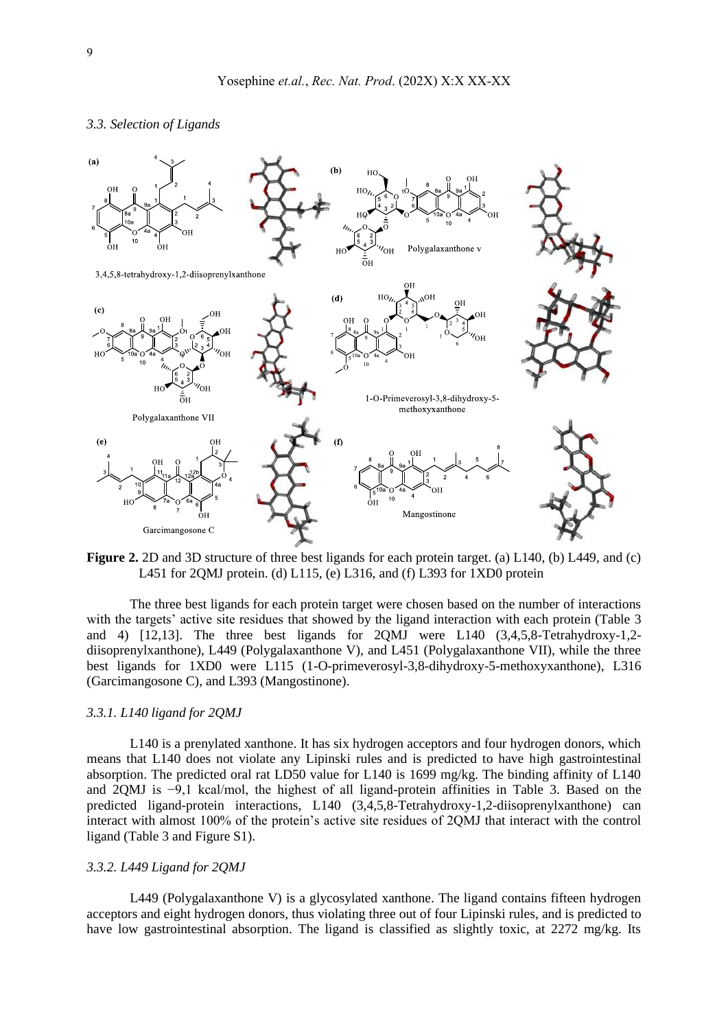### 3.3. Selection of Ligands

(a)

3,4,5,8-tetrahydroxy-1,2-diisoprenylxanthone

(b)

Polygalaxanthone v

(c)

Polygalaxanthone VII

(d)

1-O-Primeverosyl-3,8-dihydroxy-5-methoxyxanthone

(e)

Garcimangosone C

(f)

Mangostinone

**Figure 2.** 2D and 3D structure of three best ligands for each protein target. (a) L140, (b) L449, and (c) L451 for 2QMJ protein. (d) L115, (e) L316, and (f) L393 for 1XD0 protein

The three best ligands for each protein target were chosen based on the number of interactions with the targets' active site residues that showed by the ligand interaction with each protein (Table 3 and 4) [12,13]. The three best ligands for 2QMJ were L140 (3,4,5,8-Tetrahydroxy-1,2-diisoprenylxanthone), L449 (Polygalaxanthone V), and L451 (Polygalaxanthone VII), while the three best ligands for 1XD0 were L115 (1-O-primeverosyl-3,8-dihydroxy-5-methoxyxanthone), L316 (Garcimangosone C), and L393 (Mangostinone).

#### 3.3.1. L140 ligand for 2QMJ

L140 is a prenylated xanthone. It has six hydrogen acceptors and four hydrogen donors, which means that L140 does not violate any Lipinski rules and is predicted to have high gastrointestinal absorption. The predicted oral rat LD50 value for L140 is 1699 mg/kg. The binding affinity of L140 and 2QMJ is −9,1 kcal/mol, the highest of all ligand-protein affinities in Table 3. Based on the predicted ligand-protein interactions, L140 (3,4,5,8-Tetrahydroxy-1,2-diisoprenylxanthone) can interact with almost 100% of the protein's active site residues of 2QMJ that interact with the control ligand (Table 3 and Figure S1).

#### 3.3.2. L449 Ligand for 2QMJ

L449 (Polygalaxanthone V) is a glycosylated xanthone. The ligand contains fifteen hydrogen acceptors and eight hydrogen donors, thus violating three out of four Lipinski rules, and is predicted to have low gastrointestinal absorption. The ligand is classified as slightly toxic, at 2272 mg/kg. Its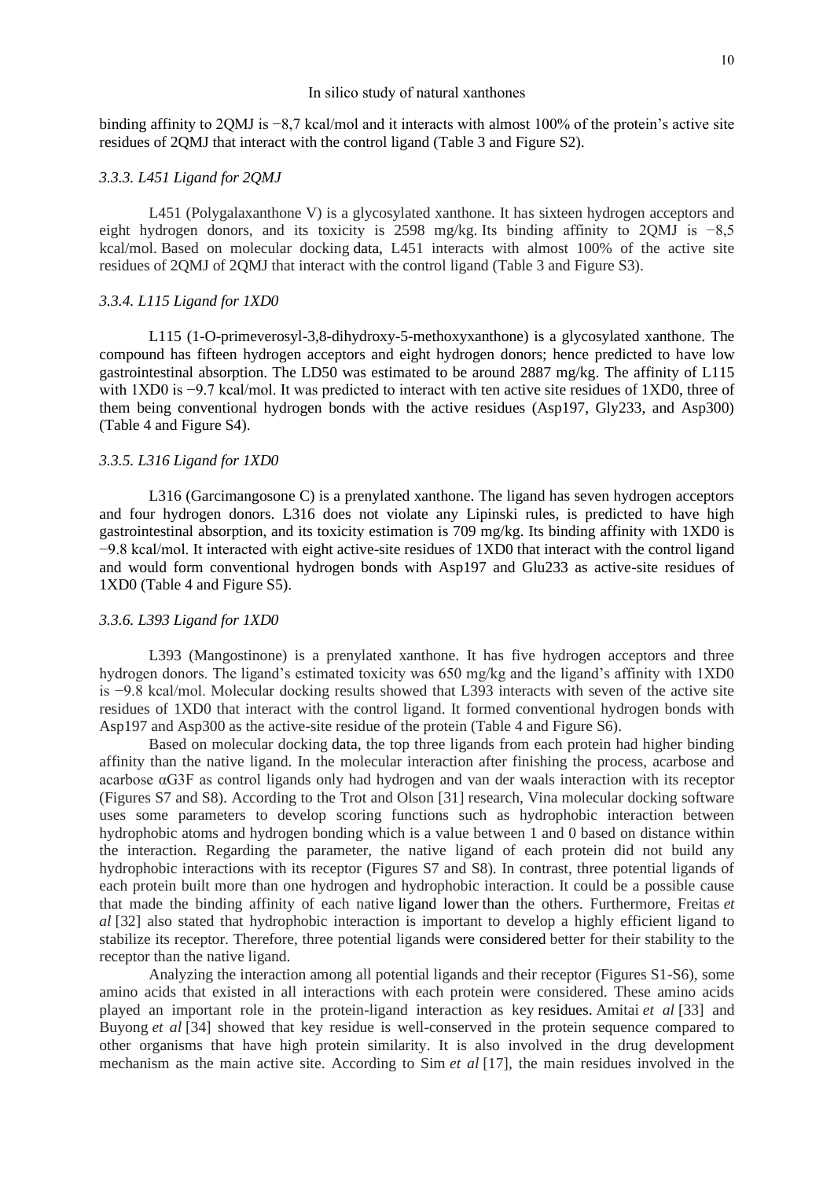binding affinity to 2QMJ is −8,7 kcal/mol and it interacts with almost 100% of the protein's active site residues of 2QMJ that interact with the control ligand (Table 3 and Figure S2).

### *3.3.3. L451 Ligand for 2QMJ*

L451 (Polygalaxanthone V) is a glycosylated xanthone. It has sixteen hydrogen acceptors and eight hydrogen donors, and its toxicity is 2598 mg/kg. Its binding affinity to 2QMJ is −8,5 kcal/mol. Based on molecular docking data, L451 interacts with almost 100% of the active site residues of 2QMJ of 2QMJ that interact with the control ligand (Table 3 and Figure S3).

### *3.3.4. L115 Ligand for 1XD0*

L115 (1-O-primeverosyl-3,8-dihydroxy-5-methoxyxanthone) is a glycosylated xanthone. The compound has fifteen hydrogen acceptors and eight hydrogen donors; hence predicted to have low gastrointestinal absorption. The LD50 was estimated to be around 2887 mg/kg. The affinity of L115 with 1XD0 is −9.7 kcal/mol. It was predicted to interact with ten active site residues of 1XD0, three of them being conventional hydrogen bonds with the active residues (Asp197, Gly233, and Asp300) (Table 4 and Figure S4).

### *3.3.5. L316 Ligand for 1XD0*

L316 (Garcimangosone C) is a prenylated xanthone. The ligand has seven hydrogen acceptors and four hydrogen donors. L316 does not violate any Lipinski rules, is predicted to have high gastrointestinal absorption, and its toxicity estimation is 709 mg/kg. Its binding affinity with 1XD0 is −9.8 kcal/mol. It interacted with eight active-site residues of 1XD0 that interact with the control ligand and would form conventional hydrogen bonds with Asp197 and Glu233 as active-site residues of 1XD0 (Table 4 and Figure S5).

### *3.3.6. L393 Ligand for 1XD0*

L393 (Mangostinone) is a prenylated xanthone. It has five hydrogen acceptors and three hydrogen donors. The ligand's estimated toxicity was 650 mg/kg and the ligand's affinity with 1XD0 is −9.8 kcal/mol. Molecular docking results showed that L393 interacts with seven of the active site residues of 1XD0 that interact with the control ligand. It formed conventional hydrogen bonds with Asp197 and Asp300 as the active-site residue of the protein (Table 4 and Figure S6).

Based on molecular docking data, the top three ligands from each protein had higher binding affinity than the native ligand. In the molecular interaction after finishing the process, acarbose and acarbose αG3F as control ligands only had hydrogen and van der waals interaction with its receptor (Figures S7 and S8). According to the Trot and Olson [31] research, Vina molecular docking software uses some parameters to develop scoring functions such as hydrophobic interaction between hydrophobic atoms and hydrogen bonding which is a value between 1 and 0 based on distance within the interaction. Regarding the parameter, the native ligand of each protein did not build any hydrophobic interactions with its receptor (Figures S7 and S8). In contrast, three potential ligands of each protein built more than one hydrogen and hydrophobic interaction. It could be a possible cause that made the binding affinity of each native ligand lower than the others. Furthermore, Freitas *et al* [32] also stated that hydrophobic interaction is important to develop a highly efficient ligand to stabilize its receptor. Therefore, three potential ligands were considered better for their stability to the receptor than the native ligand.

Analyzing the interaction among all potential ligands and their receptor (Figures S1-S6), some amino acids that existed in all interactions with each protein were considered. These amino acids played an important role in the protein-ligand interaction as key residues. Amitai *et al* [33] and Buyong *et al* [34] showed that key residue is well-conserved in the protein sequence compared to other organisms that have high protein similarity. It is also involved in the drug development mechanism as the main active site. According to Sim *et al* [17], the main residues involved in the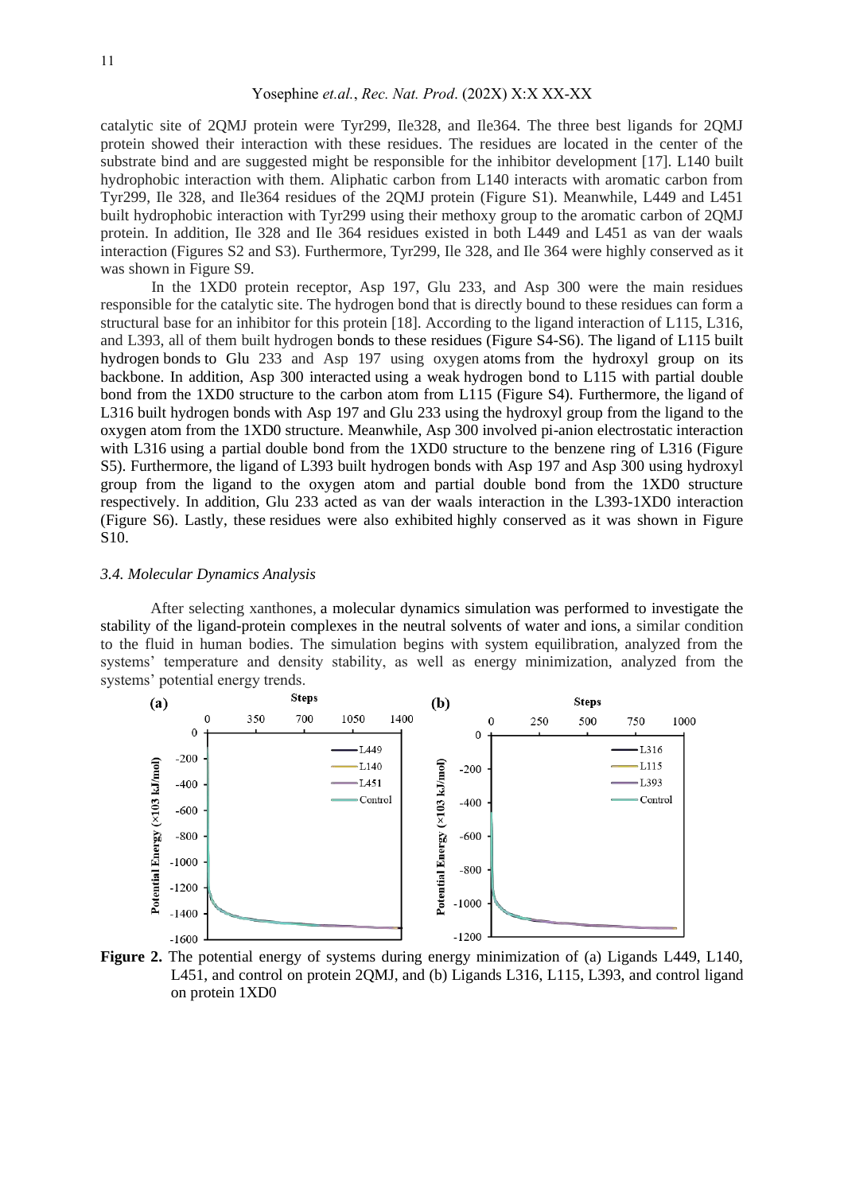catalytic site of 2QMJ protein were Tyr299, Ile328, and Ile364. The three best ligands for 2QMJ protein showed their interaction with these residues. The residues are located in the center of the substrate bind and are suggested might be responsible for the inhibitor development [17]. L140 built hydrophobic interaction with them. Aliphatic carbon from L140 interacts with aromatic carbon from Tyr299, Ile 328, and Ile364 residues of the 2QMJ protein (Figure S1). Meanwhile, L449 and L451 built hydrophobic interaction with Tyr299 using their methoxy group to the aromatic carbon of 2QMJ protein. In addition, Ile 328 and Ile 364 residues existed in both L449 and L451 as van der waals interaction (Figures S2 and S3). Furthermore, Tyr299, Ile 328, and Ile 364 were highly conserved as it was shown in Figure S9.

In the 1XD0 protein receptor, Asp 197, Glu 233, and Asp 300 were the main residues responsible for the catalytic site. The hydrogen bond that is directly bound to these residues can form a structural base for an inhibitor for this protein [18]. According to the ligand interaction of L115, L316, and L393, all of them built hydrogen bonds to these residues (Figure S4-S6). The ligand of L115 built hydrogen bonds to Glu 233 and Asp 197 using oxygen atoms from the hydroxyl group on its backbone. In addition, Asp 300 interacted using a weak hydrogen bond to L115 with partial double bond from the 1XD0 structure to the carbon atom from L115 (Figure S4). Furthermore, the ligand of L316 built hydrogen bonds with Asp 197 and Glu 233 using the hydroxyl group from the ligand to the oxygen atom from the 1XD0 structure. Meanwhile, Asp 300 involved pi-anion electrostatic interaction with L316 using a partial double bond from the 1XD0 structure to the benzene ring of L316 (Figure S5). Furthermore, the ligand of L393 built hydrogen bonds with Asp 197 and Asp 300 using hydroxyl group from the ligand to the oxygen atom and partial double bond from the 1XD0 structure respectively. In addition, Glu 233 acted as van der waals interaction in the L393-1XD0 interaction (Figure S6). Lastly, these residues were also exhibited highly conserved as it was shown in Figure S10.

### *3.4. Molecular Dynamics Analysis*

After selecting xanthones, a molecular dynamics simulation was performed to investigate the stability of the ligand-protein complexes in the neutral solvents of water and ions, a similar condition to the fluid in human bodies. The simulation begins with system equilibration, analyzed from the systems' temperature and density stability, as well as energy minimization, analyzed from the systems' potential energy trends.

(a)
Steps
0 350 700 1050 1400
Potential Energy (×103 kJ/mol)
0 -200 -400 -600 -800 -1000 -1200 -1400 -1600
L449
L140
L451
Control

(b)
Steps
0 250 500 750 1000
Potential Energy (×103 kJ/mol)
0 -200 -400 -600 -800 -1000 -1200
L316
L115
L393
Control

**Figure 2.** The potential energy of systems during energy minimization of (a) Ligands L449, L140, L451, and control on protein 2QMJ, and (b) Ligands L316, L115, L393, and control ligand on protein 1XD0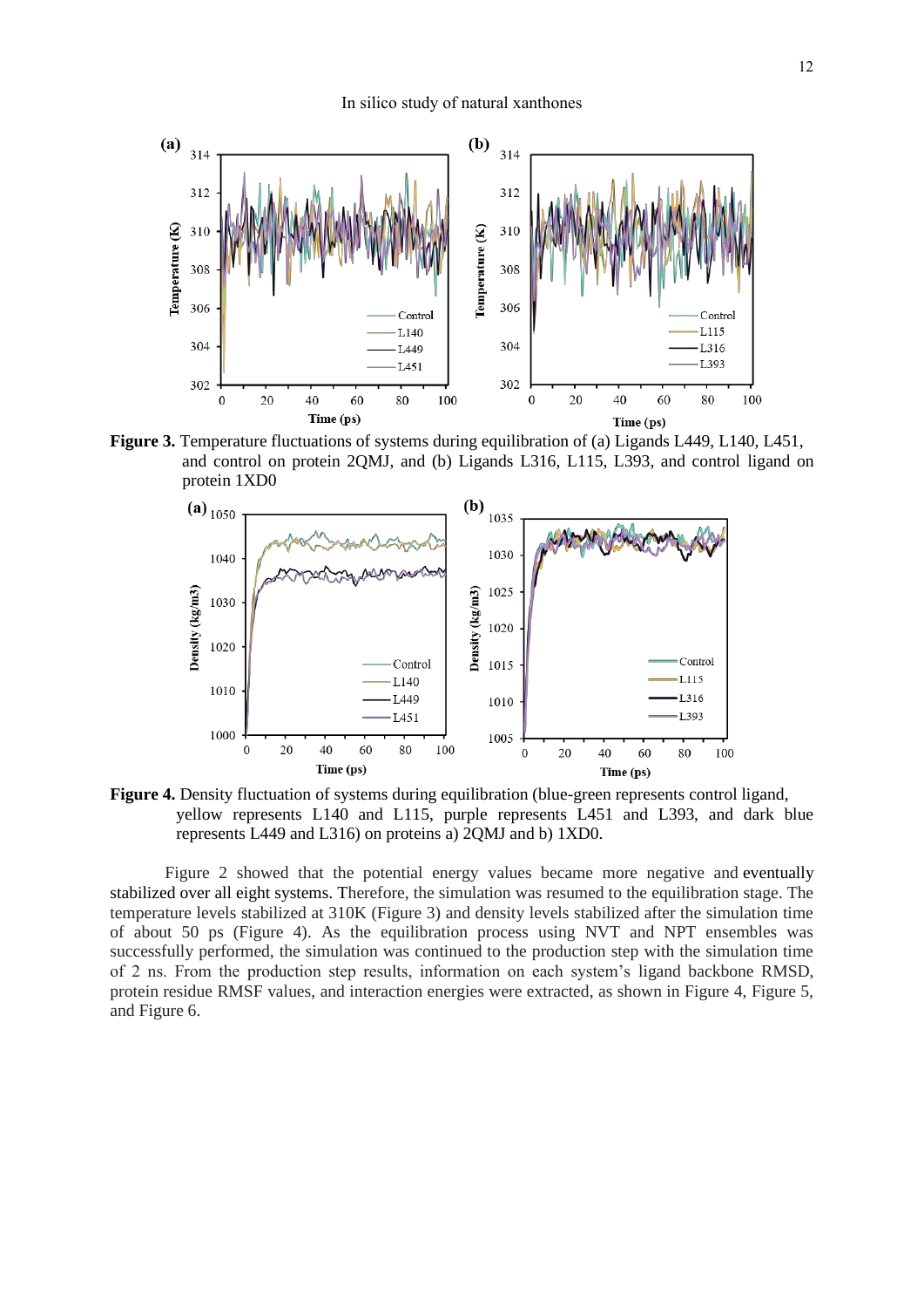(a)

314

312

310

308

306

304

302

Temperature (K)

0 20 40 60 80 100

Time (ps)

Control
L140
L449
L451

(b)

314

312

310

308

306

304

302

Temperature (K)

0 20 40 60 80 100

Time (ps)

Control
L115
L316
L393

**Figure 3.** Temperature fluctuations of systems during equilibration of (a) Ligands L449, L140, L451, and control on protein 2QMJ, and (b) Ligands L316, L115, L393, and control ligand on protein 1XD0

(a)

1050

1040

1030

1020

1010

1000

Density (kg/m3)

0 20 40 60 80 100

Time (ps)

Control
L140
L449
L451

(b)

1035

1030

1025

1020

1015

1010

1005

Density (kg/m3)

0 20 40 60 80 100

Time (ps)

Control
L115
L316
L393

**Figure 4.** Density fluctuation of systems during equilibration (blue-green represents control ligand, yellow represents L140 and L115, purple represents L451 and L393, and dark blue represents L449 and L316) on proteins a) 2QMJ and b) 1XD0.

Figure 2 showed that the potential energy values became more negative and eventually stabilized over all eight systems. Therefore, the simulation was resumed to the equilibration stage. The temperature levels stabilized at 310K (Figure 3) and density levels stabilized after the simulation time of about 50 ps (Figure 4). As the equilibration process using NVT and NPT ensembles was successfully performed, the simulation was continued to the production step with the simulation time of 2 ns. From the production step results, information on each system's ligand backbone RMSD, protein residue RMSF values, and interaction energies were extracted, as shown in Figure 4, Figure 5, and Figure 6.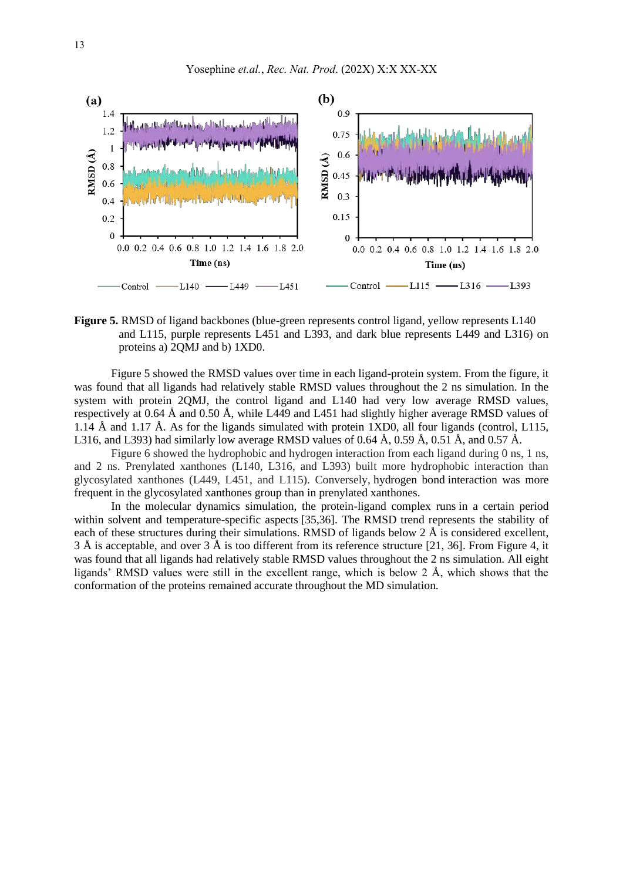(a)

1.4
1.2
1
0.8
0.6
0.4
0.2
0

RMSD (Å)

0.0 0.2 0.4 0.6 0.8 1.0 1.2 1.4 1.6 1.8 2.0

Time (ns)

Control L140 L449 L451

(b)

0.9
0.75
0.6
0.45
0.3
0.15
0

RMSD (Å)

0.0 0.2 0.4 0.6 0.8 1.0 1.2 1.4 1.6 1.8 2.0

Time (ns)

Control L115 L316 L393

**Figure 5.** RMSD of ligand backbones (blue-green represents control ligand, yellow represents L140 and L115, purple represents L451 and L393, and dark blue represents L449 and L316) on proteins a) 2QMJ and b) 1XD0.

Figure 5 showed the RMSD values over time in each ligand-protein system. From the figure, it was found that all ligands had relatively stable RMSD values throughout the 2 ns simulation. In the system with protein 2QMJ, the control ligand and L140 had very low average RMSD values, respectively at 0.64 Å and 0.50 Å, while L449 and L451 had slightly higher average RMSD values of 1.14 Å and 1.17 Å. As for the ligands simulated with protein 1XD0, all four ligands (control, L115, L316, and L393) had similarly low average RMSD values of 0.64 Å, 0.59 Å, 0.51 Å, and 0.57 Å.

Figure 6 showed the hydrophobic and hydrogen interaction from each ligand during 0 ns, 1 ns, and 2 ns. Prenylated xanthones (L140, L316, and L393) built more hydrophobic interaction than glycosylated xanthones (L449, L451, and L115). Conversely, hydrogen bond interaction was more frequent in the glycosylated xanthones group than in prenylated xanthones.

In the molecular dynamics simulation, the protein-ligand complex runs in a certain period within solvent and temperature-specific aspects [35,36]. The RMSD trend represents the stability of each of these structures during their simulations. RMSD of ligands below 2 Å is considered excellent, 3 Å is acceptable, and over 3 Å is too different from its reference structure [21, 36]. From Figure 4, it was found that all ligands had relatively stable RMSD values throughout the 2 ns simulation. All eight ligands' RMSD values were still in the excellent range, which is below 2 Å, which shows that the conformation of the proteins remained accurate throughout the MD simulation.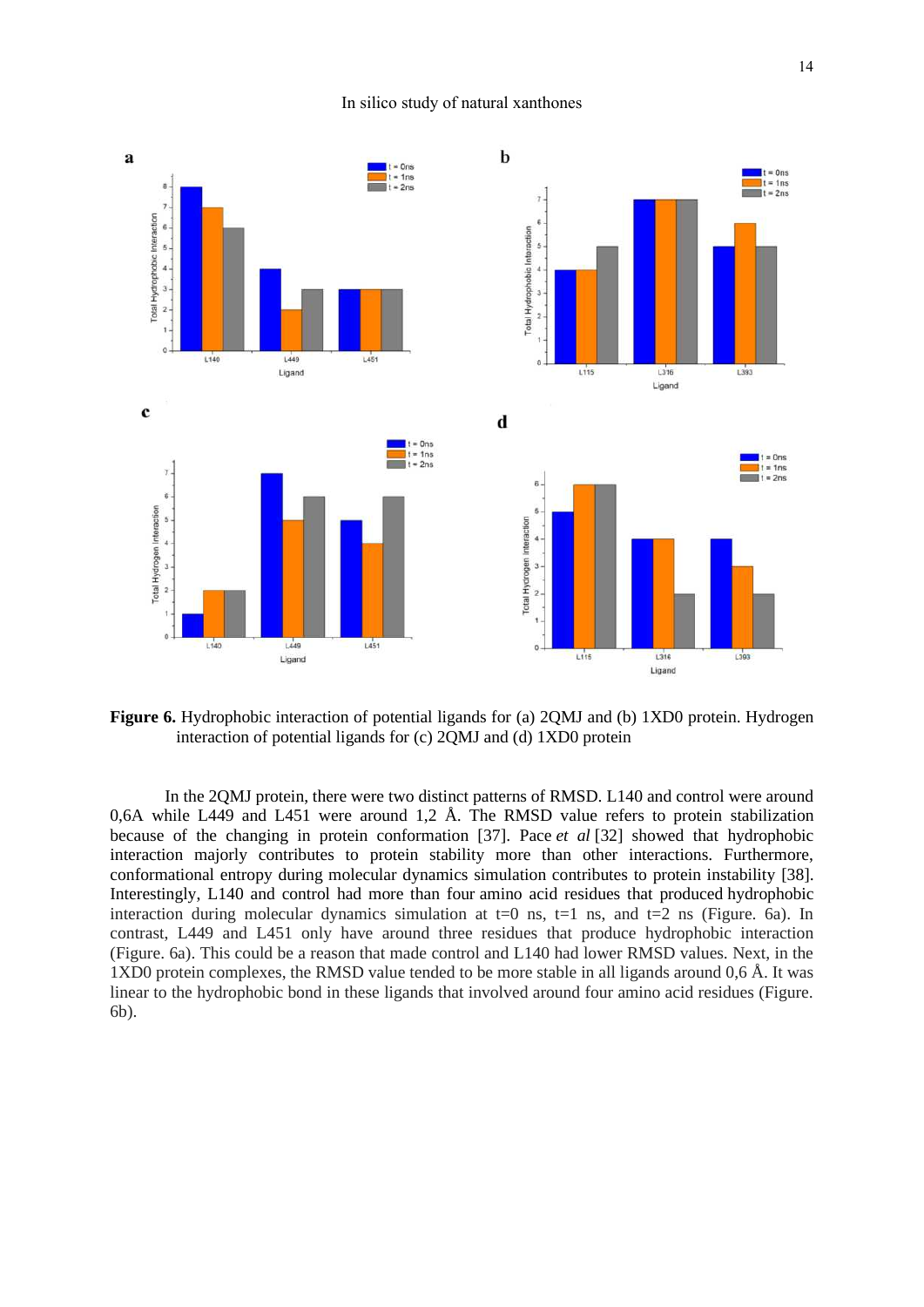a

Total Hydrophobic Interaction

0 1 2 3 4 5 6 7 8

t = 0ns
t = 1ns
t = 2ns

L140 L449 L451

Ligand

b

Total Hydrophobic Interaction

0 1 2 3 4 5 6 7

t = 0ns
t = 1ns
t = 2ns

L115 L316 L393

Ligand

c

Total Hydrogen Interaction

0 1 2 3 4 5 6 7

t = 0ns
t = 1ns
t = 2ns

L140 L449 L451

Ligand

d

Total Hydrogen Interaction

0 1 2 3 4 5 6

t = 0ns
t = 1ns
t = 2ns

L115 L316 L393

Ligand

**Figure 6.** Hydrophobic interaction of potential ligands for (a) 2QMJ and (b) 1XD0 protein. Hydrogen interaction of potential ligands for (c) 2QMJ and (d) 1XD0 protein

In the 2QMJ protein, there were two distinct patterns of RMSD. L140 and control were around 0,6A while L449 and L451 were around 1,2 Å. The RMSD value refers to protein stabilization because of the changing in protein conformation [37]. Pace *et al* [32] showed that hydrophobic interaction majorly contributes to protein stability more than other interactions. Furthermore, conformational entropy during molecular dynamics simulation contributes to protein instability [38]. Interestingly, L140 and control had more than four amino acid residues that produced hydrophobic interaction during molecular dynamics simulation at t=0 ns, t=1 ns, and t=2 ns (Figure. 6a). In contrast, L449 and L451 only have around three residues that produce hydrophobic interaction (Figure. 6a). This could be a reason that made control and L140 had lower RMSD values. Next, in the 1XD0 protein complexes, the RMSD value tended to be more stable in all ligands around 0,6 Å. It was linear to the hydrophobic bond in these ligands that involved around four amino acid residues (Figure. 6b).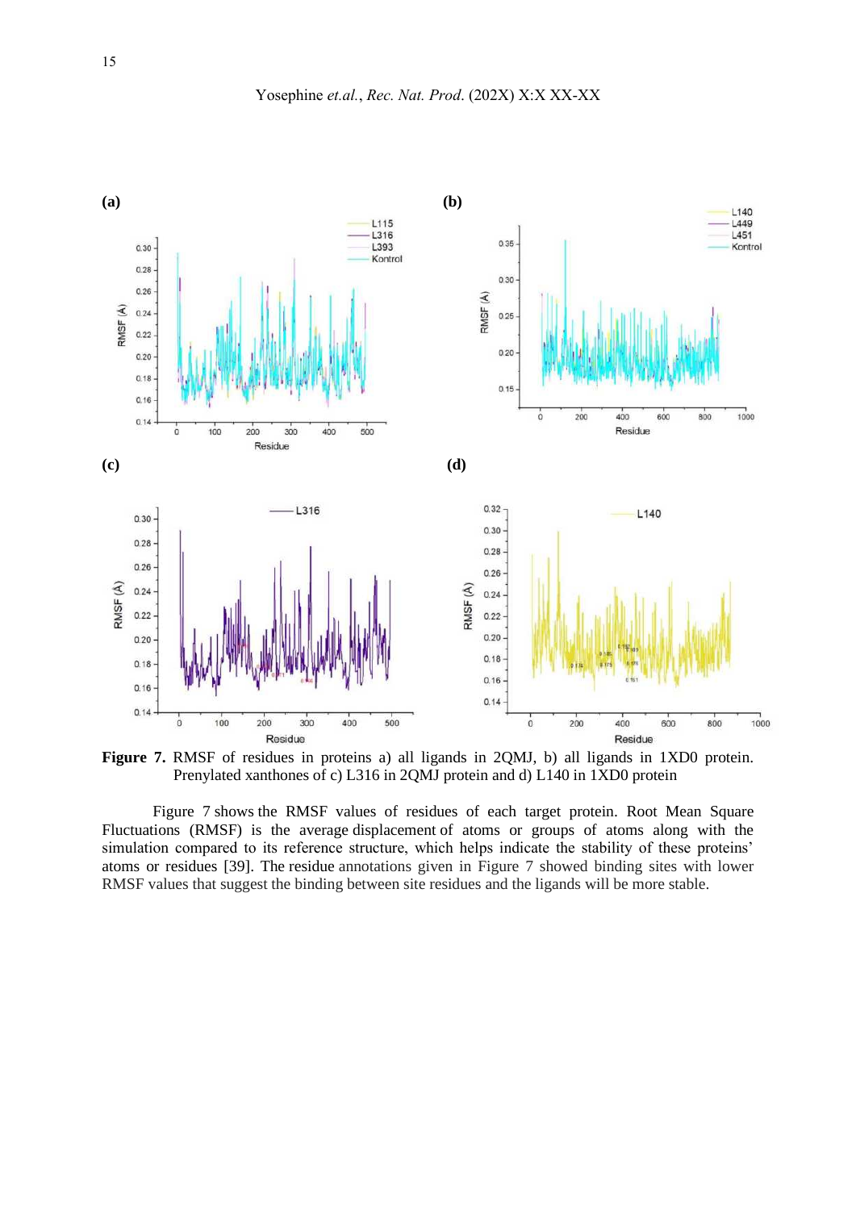(a)

L115
L316
L393
Kontrol

0.30
0.28
0.26
0.24
0.22
0.20
0.18
0.16
0.14

RMSF (Å)

0 100 200 300 400 500

Residue

(b)

L140
L449
L451
Kontrol

0.35
0.30
0.25
0.20
0.15

RMSF (Å)

0 200 400 600 800 1000

Residue

(c)

L316

0.30
0.28
0.26
0.24
0.22
0.20
0.18
0.16
0.14

RMSF (Å)

0 100 200 300 400 500

Residue

(d)

L140

0.32
0.30
0.28
0.26
0.24
0.22
0.20
0.18
0.16
0.14

RMSF (Å)

0 200 400 600 800 1000

Residue

**Figure 7.** RMSF of residues in proteins a) all ligands in 2QMJ, b) all ligands in 1XD0 protein. Prenylated xanthones of c) L316 in 2QMJ protein and d) L140 in 1XD0 protein

Figure 7 shows the RMSF values of residues of each target protein. Root Mean Square Fluctuations (RMSF) is the average displacement of atoms or groups of atoms along with the simulation compared to its reference structure, which helps indicate the stability of these proteins' atoms or residues [39]. The residue annotations given in Figure 7 showed binding sites with lower RMSF values that suggest the binding between site residues and the ligands will be more stable.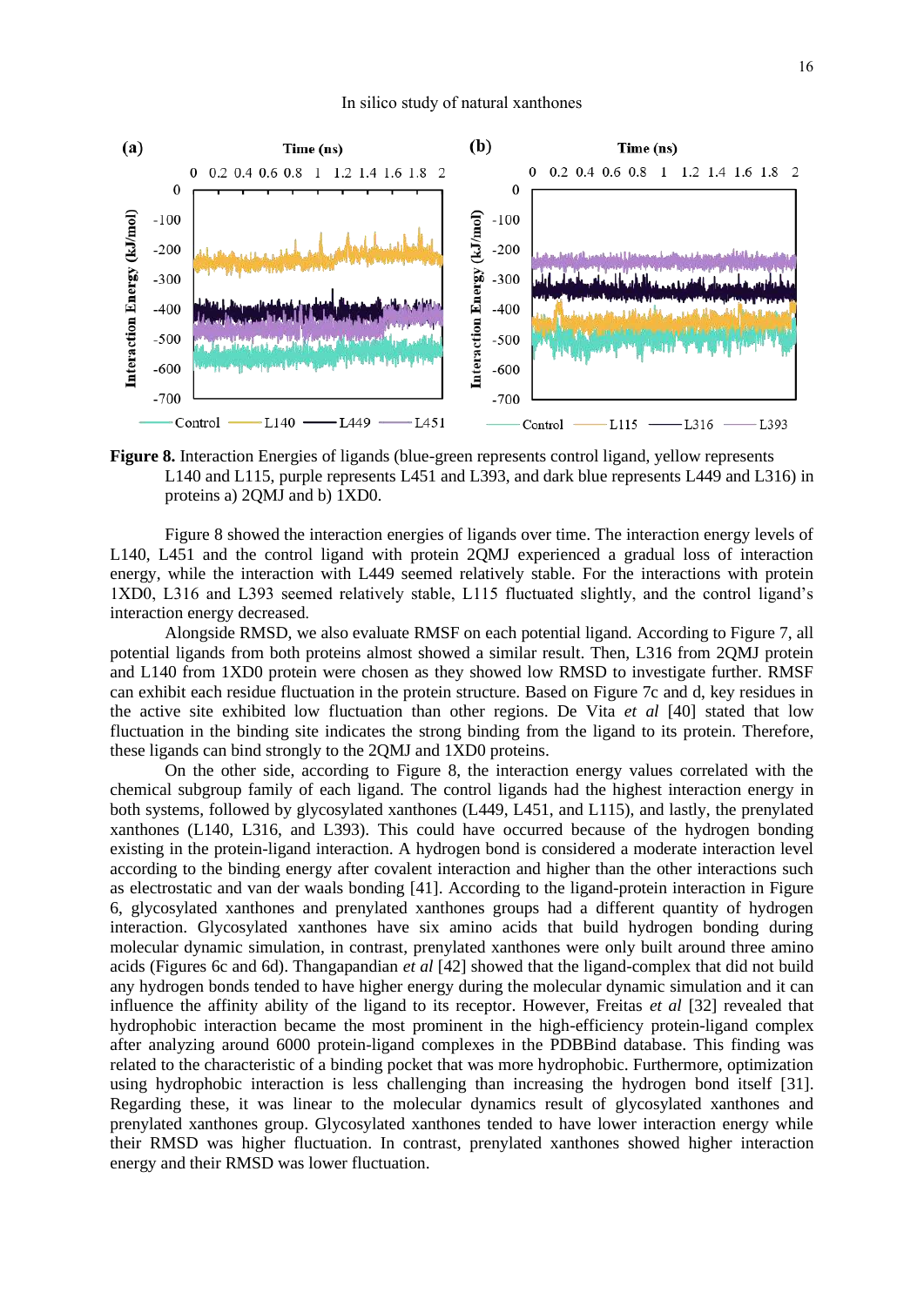(a)

Time (ns)

0 0.2 0.4 0.6 0.8 1 1.2 1.4 1.6 1.8 2

Interaction Energy (kJ/mol)

0
-100
-200
-300
-400
-500
-600
-700

Control L140 L449 L451

(b)

Time (ns)

0 0.2 0.4 0.6 0.8 1 1.2 1.4 1.6 1.8 2

Interaction Energy (kJ/mol)

0
-100
-200
-300
-400
-500
-600
-700

Control L115 L316 L393

**Figure 8.** Interaction Energies of ligands (blue-green represents control ligand, yellow represents L140 and L115, purple represents L451 and L393, and dark blue represents L449 and L316) in proteins a) 2QMJ and b) 1XD0.

Figure 8 showed the interaction energies of ligands over time. The interaction energy levels of L140, L451 and the control ligand with protein 2QMJ experienced a gradual loss of interaction energy, while the interaction with L449 seemed relatively stable. For the interactions with protein 1XD0, L316 and L393 seemed relatively stable, L115 fluctuated slightly, and the control ligand's interaction energy decreased.

Alongside RMSD, we also evaluate RMSF on each potential ligand. According to Figure 7, all potential ligands from both proteins almost showed a similar result. Then, L316 from 2QMJ protein and L140 from 1XD0 protein were chosen as they showed low RMSD to investigate further. RMSF can exhibit each residue fluctuation in the protein structure. Based on Figure 7c and d, key residues in the active site exhibited low fluctuation than other regions. De Vita *et al* [40] stated that low fluctuation in the binding site indicates the strong binding from the ligand to its protein. Therefore, these ligands can bind strongly to the 2QMJ and 1XD0 proteins.

On the other side, according to Figure 8, the interaction energy values correlated with the chemical subgroup family of each ligand. The control ligands had the highest interaction energy in both systems, followed by glycosylated xanthones (L449, L451, and L115), and lastly, the prenylated xanthones (L140, L316, and L393). This could have occurred because of the hydrogen bonding existing in the protein-ligand interaction. A hydrogen bond is considered a moderate interaction level according to the binding energy after covalent interaction and higher than the other interactions such as electrostatic and van der waals bonding [41]. According to the ligand-protein interaction in Figure 6, glycosylated xanthones and prenylated xanthones groups had a different quantity of hydrogen interaction. Glycosylated xanthones have six amino acids that build hydrogen bonding during molecular dynamic simulation, in contrast, prenylated xanthones were only built around three amino acids (Figures 6c and 6d). Thangapandian *et al* [42] showed that the ligand-complex that did not build any hydrogen bonds tended to have higher energy during the molecular dynamic simulation and it can influence the affinity ability of the ligand to its receptor. However, Freitas *et al* [32] revealed that hydrophobic interaction became the most prominent in the high-efficiency protein-ligand complex after analyzing around 6000 protein-ligand complexes in the PDBBind database. This finding was related to the characteristic of a binding pocket that was more hydrophobic. Furthermore, optimization using hydrophobic interaction is less challenging than increasing the hydrogen bond itself [31]. Regarding these, it was linear to the molecular dynamics result of glycosylated xanthones and prenylated xanthones group. Glycosylated xanthones tended to have lower interaction energy while their RMSD was higher fluctuation. In contrast, prenylated xanthones showed higher interaction energy and their RMSD was lower fluctuation.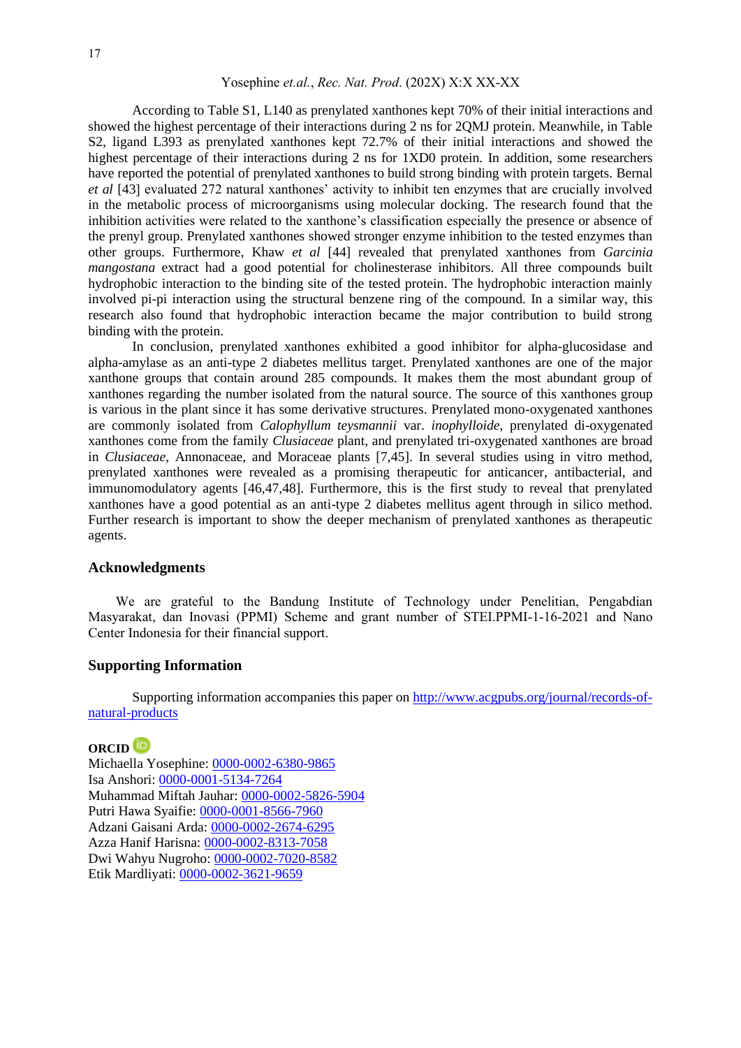According to Table S1, L140 as prenylated xanthones kept 70% of their initial interactions and showed the highest percentage of their interactions during 2 ns for 2QMJ protein. Meanwhile, in Table S2, ligand L393 as prenylated xanthones kept 72.7% of their initial interactions and showed the highest percentage of their interactions during 2 ns for 1XD0 protein. In addition, some researchers have reported the potential of prenylated xanthones to build strong binding with protein targets. Bernal *et al* [43] evaluated 272 natural xanthones' activity to inhibit ten enzymes that are crucially involved in the metabolic process of microorganisms using molecular docking. The research found that the inhibition activities were related to the xanthone's classification especially the presence or absence of the prenyl group. Prenylated xanthones showed stronger enzyme inhibition to the tested enzymes than other groups. Furthermore, Khaw *et al* [44] revealed that prenylated xanthones from *Garcinia mangostana* extract had a good potential for cholinesterase inhibitors. All three compounds built hydrophobic interaction to the binding site of the tested protein. The hydrophobic interaction mainly involved pi-pi interaction using the structural benzene ring of the compound. In a similar way, this research also found that hydrophobic interaction became the major contribution to build strong binding with the protein.

In conclusion, prenylated xanthones exhibited a good inhibitor for alpha-glucosidase and alpha-amylase as an anti-type 2 diabetes mellitus target. Prenylated xanthones are one of the major xanthone groups that contain around 285 compounds. It makes them the most abundant group of xanthones regarding the number isolated from the natural source. The source of this xanthones group is various in the plant since it has some derivative structures. Prenylated mono-oxygenated xanthones are commonly isolated from *Calophyllum teysmannii* var. *inophylloide*, prenylated di-oxygenated xanthones come from the family *Clusiaceae* plant, and prenylated tri-oxygenated xanthones are broad in *Clusiaceae*, Annonaceae, and Moraceae plants [7,45]. In several studies using in vitro method, prenylated xanthones were revealed as a promising therapeutic for anticancer, antibacterial, and immunomodulatory agents [46,47,48]. Furthermore, this is the first study to reveal that prenylated xanthones have a good potential as an anti-type 2 diabetes mellitus agent through in silico method. Further research is important to show the deeper mechanism of prenylated xanthones as therapeutic agents.

## Acknowledgments

We are grateful to the Bandung Institute of Technology under Penelitian, Pengabdian Masyarakat, dan Inovasi (PPMI) Scheme and grant number of STEI.PPMI-1-16-2021 and Nano Center Indonesia for their financial support.

## Supporting Information

Supporting information accompanies this paper on http://www.acgpubs.org/journal/records-of-natural-products

**ORCID**

Michaella Yosephine: 0000-0002-6380-9865
Isa Anshori: 0000-0001-5134-7264
Muhammad Miftah Jauhar: 0000-0002-5826-5904
Putri Hawa Syaifie: 0000-0001-8566-7960
Adzani Gaisani Arda: 0000-0002-2674-6295
Azza Hanif Harisna: 0000-0002-8313-7058
Dwi Wahyu Nugroho: 0000-0002-7020-8582
Etik Mardliyati: 0000-0002-3621-9659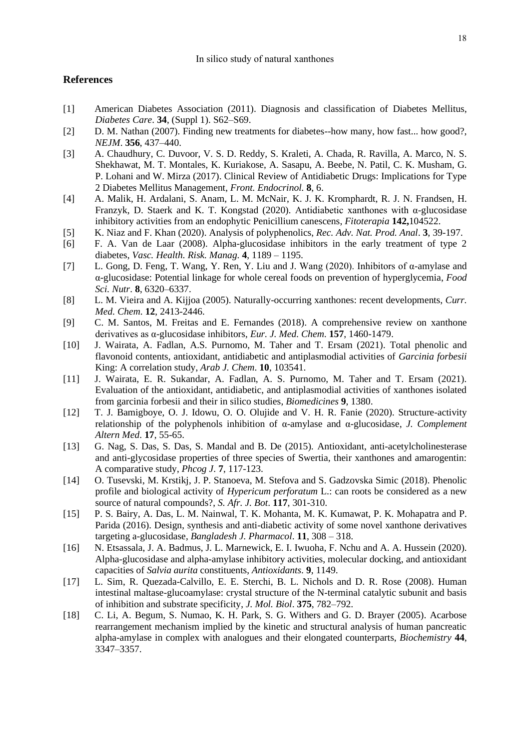## References

[1] American Diabetes Association (2011). Diagnosis and classification of Diabetes Mellitus, *Diabetes Care*. **34**, (Suppl 1). S62–S69.

[2] D. M. Nathan (2007). Finding new treatments for diabetes--how many, how fast... how good?, *NEJM*. **356**, 437–440.

[3] A. Chaudhury, C. Duvoor, V. S. D. Reddy, S. Kraleti, A. Chada, R. Ravilla, A. Marco, N. S. Shekhawat, M. T. Montales, K. Kuriakose, A. Sasapu, A. Beebe, N. Patil, C. K. Musham, G. P. Lohani and W. Mirza (2017). Clinical Review of Antidiabetic Drugs: Implications for Type 2 Diabetes Mellitus Management, *Front. Endocrinol.* **8**, 6.

[4] A. Malik, H. Ardalani, S. Anam, L. M. McNair, K. J. K. Kromphardt, R. J. N. Frandsen, H. Franzyk, D. Staerk and K. T. Kongstad (2020). Antidiabetic xanthones with α-glucosidase inhibitory activities from an endophytic Penicillium canescens, *Fitoterapia* **142,**104522.

[5] K. Niaz and F. Khan (2020). Analysis of polyphenolics, *Rec. Adv. Nat. Prod. Anal*. **3**, 39-197.

[6] F. A. Van de Laar (2008). Alpha-glucosidase inhibitors in the early treatment of type 2 diabetes, *Vasc. Health. Risk. Manag.* **4**, 1189 – 1195.

[7] L. Gong, D. Feng, T. Wang, Y. Ren, Y. Liu and J. Wang (2020). Inhibitors of α-amylase and α-glucosidase: Potential linkage for whole cereal foods on prevention of hyperglycemia, *Food Sci. Nutr*. **8**, 6320–6337.

[8] L. M. Vieira and A. Kijjoa (2005). Naturally-occurring xanthones: recent developments, *Curr. Med. Chem*. **12**, 2413-2446.

[9] C. M. Santos, M. Freitas and E. Fernandes (2018). A comprehensive review on xanthone derivatives as α-glucosidase inhibitors, *Eur. J. Med. Chem*. **157**, 1460-1479.

[10] J. Wairata, A. Fadlan, A.S. Purnomo, M. Taher and T. Ersam (2021). Total phenolic and flavonoid contents, antioxidant, antidiabetic and antiplasmodial activities of *Garcinia forbesii* King: A correlation study, *Arab J. Chem*. **10**, 103541.

[11] J. Wairata, E. R. Sukandar, A. Fadlan, A. S. Purnomo, M. Taher and T. Ersam (2021). Evaluation of the antioxidant, antidiabetic, and antiplasmodial activities of xanthones isolated from garcinia forbesii and their in silico studies, *Biomedicines* **9**, 1380.

[12] T. J. Bamigboye, O. J. Idowu, O. O. Olujide and V. H. R. Fanie (2020). Structure-activity relationship of the polyphenols inhibition of α-amylase and α-glucosidase, *J. Complement Altern Med*. **17**, 55-65.

[13] G. Nag, S. Das, S. Das, S. Mandal and B. De (2015). Antioxidant, anti-acetylcholinesterase and anti-glycosidase properties of three species of Swertia, their xanthones and amarogentin: A comparative study, *Phcog J*. **7**, 117-123.

[14] O. Tusevski, M. Krstikj, J. P. Stanoeva, M. Stefova and S. Gadzovska Simic (2018). Phenolic profile and biological activity of *Hypericum perforatum* L.: can roots be considered as a new source of natural compounds?, *S. Afr. J. Bot*. **117**, 301-310.

[15] P. S. Bairy, A. Das, L. M. Nainwal, T. K. Mohanta, M. K. Kumawat, P. K. Mohapatra and P. Parida (2016). Design, synthesis and anti-diabetic activity of some novel xanthone derivatives targeting a-glucosidase, *Bangladesh J. Pharmacol*. **11**, 308 – 318.

[16] N. Etsassala, J. A. Badmus, J. L. Marnewick, E. I. Iwuoha, F. Nchu and A. A. Hussein (2020). Alpha-glucosidase and alpha-amylase inhibitory activities, molecular docking, and antioxidant capacities of *Salvia aurita* constituents, *Antioxidants*. **9**, 1149.

[17] L. Sim, R. Quezada-Calvillo, E. E. Sterchi, B. L. Nichols and D. R. Rose (2008). Human intestinal maltase-glucoamylase: crystal structure of the N-terminal catalytic subunit and basis of inhibition and substrate specificity, *J. Mol. Biol*. **375**, 782–792.

[18] C. Li, A. Begum, S. Numao, K. H. Park, S. G. Withers and G. D. Brayer (2005). Acarbose rearrangement mechanism implied by the kinetic and structural analysis of human pancreatic alpha-amylase in complex with analogues and their elongated counterparts, *Biochemistry* **44**, 3347–3357.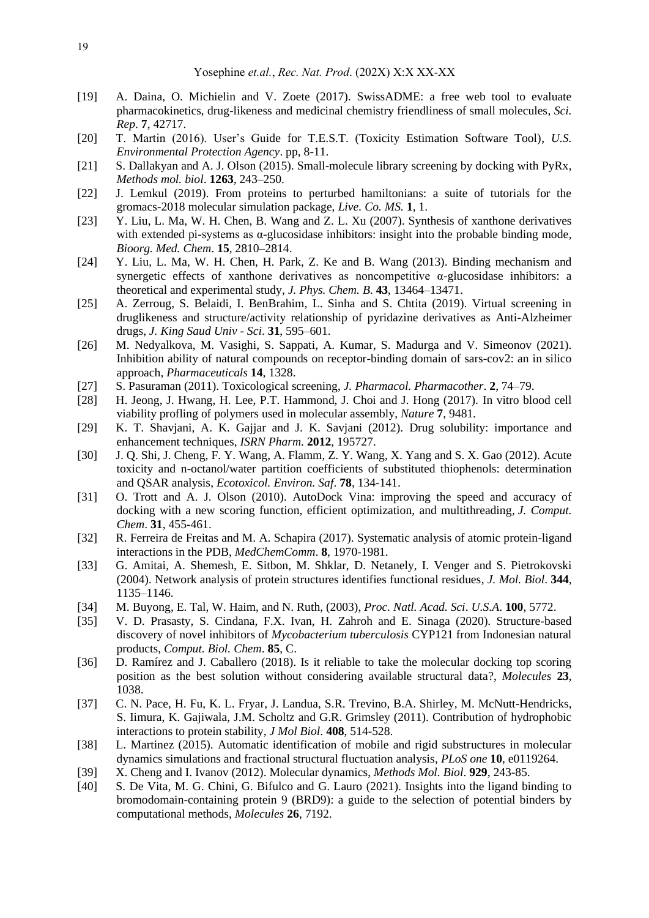[19] A. Daina, O. Michielin and V. Zoete (2017). SwissADME: a free web tool to evaluate pharmacokinetics, drug-likeness and medicinal chemistry friendliness of small molecules, *Sci. Rep*. **7**, 42717.

[20] T. Martin (2016). User's Guide for T.E.S.T. (Toxicity Estimation Software Tool), *U.S. Environmental Protection Agency*. pp, 8-11.

[21] S. Dallakyan and A. J. Olson (2015). Small-molecule library screening by docking with PyRx, *Methods mol. biol*. **1263**, 243–250.

[22] J. Lemkul (2019). From proteins to perturbed hamiltonians: a suite of tutorials for the gromacs-2018 molecular simulation package, *Live. Co. MS.* **1**, 1.

[23] Y. Liu, L. Ma, W. H. Chen, B. Wang and Z. L. Xu (2007). Synthesis of xanthone derivatives with extended pi-systems as α-glucosidase inhibitors: insight into the probable binding mode, *Bioorg. Med. Chem*. **15**, 2810–2814.

[24] Y. Liu, L. Ma, W. H. Chen, H. Park, Z. Ke and B. Wang (2013). Binding mechanism and synergetic effects of xanthone derivatives as noncompetitive α-glucosidase inhibitors: a theoretical and experimental study, *J. Phys. Chem. B.* **43**, 13464–13471.

[25] A. Zerroug, S. Belaidi, I. BenBrahim, L. Sinha and S. Chtita (2019). Virtual screening in druglikeness and structure/activity relationship of pyridazine derivatives as Anti-Alzheimer drugs, *J. King Saud Univ - Sci*. **31**, 595–601.

[26] M. Nedyalkova, M. Vasighi, S. Sappati, A. Kumar, S. Madurga and V. Simeonov (2021). Inhibition ability of natural compounds on receptor-binding domain of sars-cov2: an in silico approach, *Pharmaceuticals* **14**, 1328.

[27] S. Pasuraman (2011). Toxicological screening, *J. Pharmacol. Pharmacother*. **2**, 74–79.

[28] H. Jeong, J. Hwang, H. Lee, P.T. Hammond, J. Choi and J. Hong (2017). In vitro blood cell viability profling of polymers used in molecular assembly, *Nature* **7**, 9481.

[29] K. T. Shavjani, A. K. Gajjar and J. K. Savjani (2012). Drug solubility: importance and enhancement techniques, *ISRN Pharm*. **2012**, 195727.

[30] J. Q. Shi, J. Cheng, F. Y. Wang, A. Flamm, Z. Y. Wang, X. Yang and S. X. Gao (2012). Acute toxicity and n-octanol/water partition coefficients of substituted thiophenols: determination and QSAR analysis, *Ecotoxicol. Environ. Saf*. **78**, 134-141.

[31] O. Trott and A. J. Olson (2010). AutoDock Vina: improving the speed and accuracy of docking with a new scoring function, efficient optimization, and multithreading, *J. Comput. Chem*. **31**, 455-461.

[32] R. Ferreira de Freitas and M. A. Schapira (2017). Systematic analysis of atomic protein-ligand interactions in the PDB, *MedChemComm*. **8**, 1970-1981.

[33] G. Amitai, A. Shemesh, E. Sitbon, M. Shklar, D. Netanely, I. Venger and S. Pietrokovski (2004). Network analysis of protein structures identifies functional residues, *J. Mol. Biol*. **344**, 1135–1146.

[34] M. Buyong, E. Tal, W. Haim, and N. Ruth, (2003), *Proc. Natl. Acad. Sci. U.S.A*. **100**, 5772.

[35] V. D. Prasasty, S. Cindana, F.X. Ivan, H. Zahroh and E. Sinaga (2020). Structure-based discovery of novel inhibitors of *Mycobacterium tuberculosis* CYP121 from Indonesian natural products, *Comput. Biol. Chem*. **85**, C.

[36] D. Ramírez and J. Caballero (2018). Is it reliable to take the molecular docking top scoring position as the best solution without considering available structural data?, *Molecules* **23**, 1038.

[37] C. N. Pace, H. Fu, K. L. Fryar, J. Landua, S.R. Trevino, B.A. Shirley, M. McNutt-Hendricks, S. Iimura, K. Gajiwala, J.M. Scholtz and G.R. Grimsley (2011). Contribution of hydrophobic interactions to protein stability, *J Mol Biol*. **408**, 514-528.

[38] L. Martinez (2015). Automatic identification of mobile and rigid substructures in molecular dynamics simulations and fractional structural fluctuation analysis, *PLoS one* **10**, e0119264.

[39] X. Cheng and I. Ivanov (2012). Molecular dynamics, *Methods Mol. Biol*. **929**, 243-85.

[40] S. De Vita, M. G. Chini, G. Bifulco and G. Lauro (2021). Insights into the ligand binding to bromodomain-containing protein 9 (BRD9): a guide to the selection of potential binders by computational methods, *Molecules* **26**, 7192.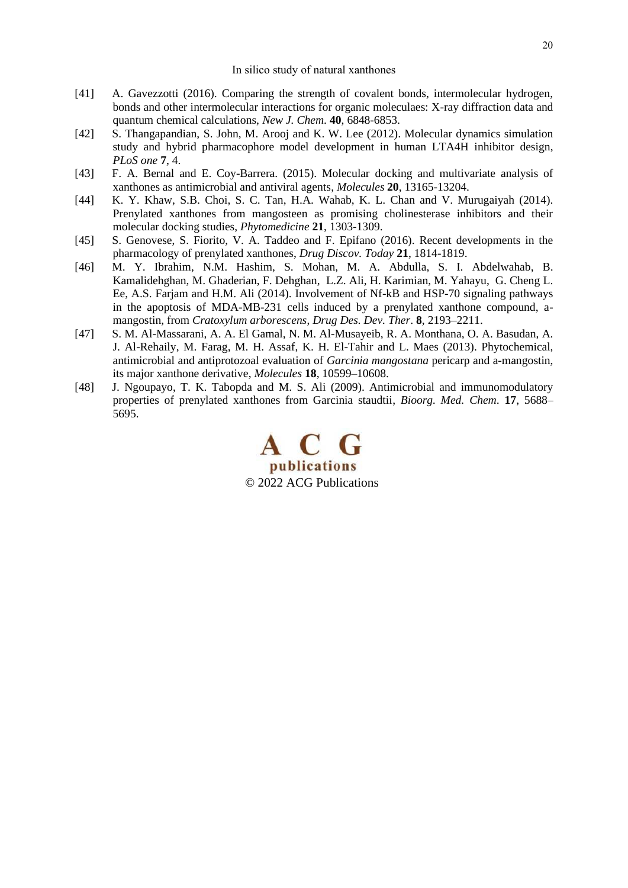[41] A. Gavezzotti (2016). Comparing the strength of covalent bonds, intermolecular hydrogen, bonds and other intermolecular interactions for organic moleculaes: X-ray diffraction data and quantum chemical calculations, *New J. Chem.* **40**, 6848-6853.

[42] S. Thangapandian, S. John, M. Arooj and K. W. Lee (2012). Molecular dynamics simulation study and hybrid pharmacophore model development in human LTA4H inhibitor design, *PLoS one* **7**, 4.

[43] F. A. Bernal and E. Coy-Barrera. (2015). Molecular docking and multivariate analysis of xanthones as antimicrobial and antiviral agents, *Molecules* **20**, 13165-13204.

[44] K. Y. Khaw, S.B. Choi, S. C. Tan, H.A. Wahab, K. L. Chan and V. Murugaiyah (2014). Prenylated xanthones from mangosteen as promising cholinesterase inhibitors and their molecular docking studies, *Phytomedicine* **21**, 1303-1309.

[45] S. Genovese, S. Fiorito, V. A. Taddeo and F. Epifano (2016). Recent developments in the pharmacology of prenylated xanthones, *Drug Discov. Today* **21**, 1814-1819.

[46] M. Y. Ibrahim, N.M. Hashim, S. Mohan, M. A. Abdulla, S. I. Abdelwahab, B. Kamalidehghan, M. Ghaderian, F. Dehghan, L.Z. Ali, H. Karimian, M. Yahayu, G. Cheng L. Ee, A.S. Farjam and H.M. Ali (2014). Involvement of Nf-kB and HSP-70 signaling pathways in the apoptosis of MDA-MB-231 cells induced by a prenylated xanthone compound, a-mangostin, from *Cratoxylum arborescens*, *Drug Des. Dev. Ther*. **8**, 2193–2211.

[47] S. M. Al-Massarani, A. A. El Gamal, N. M. Al-Musayeib, R. A. Monthana, O. A. Basudan, A. J. Al-Rehaily, M. Farag, M. H. Assaf, K. H. El-Tahir and L. Maes (2013). Phytochemical, antimicrobial and antiprotozoal evaluation of *Garcinia mangostana* pericarp and a-mangostin, its major xanthone derivative, *Molecules* **18**, 10599–10608.

[48] J. Ngoupayo, T. K. Tabopda and M. S. Ali (2009). Antimicrobial and immunomodulatory properties of prenylated xanthones from Garcinia staudtii, *Bioorg. Med. Chem*. **17**, 5688–5695.

A C G publications

© 2022 ACG Publications